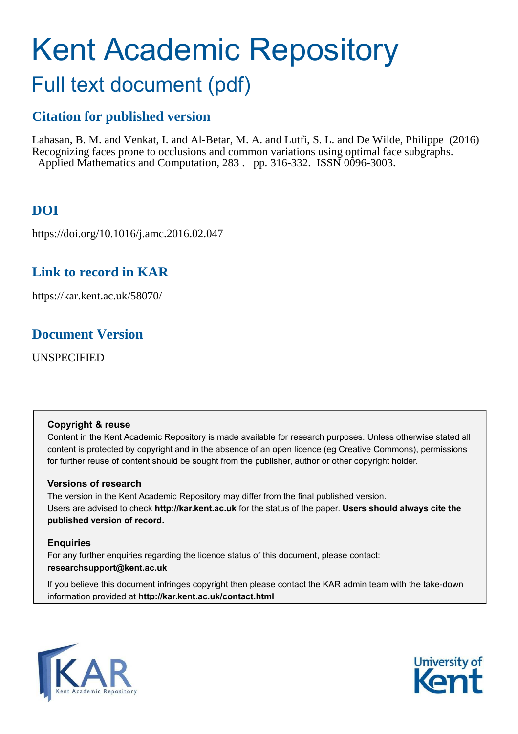# Kent Academic Repository

## Full text document (pdf)

### Citation for published version

Lahasan, B. M. and Venkat, I. and Al-Betar, M. A. and Lutfi, S. L. and De Wilde, Philippe (2016) Recognizing faces prone to occlusions and common variations using optimal face subgraphs. Applied Mathematics and Computation, 283 . pp. 316-332. ISSN 0096-3003.

### DOI

https://doi.org/10.1016/j.amc.2016.02.047

### Link to record in KAR

https://kar.kent.ac.uk/58070/

### Document Version

UNSPECIFIED

**Copyright & reuse**

Content in the Kent Academic Repository is made available for research purposes. Unless otherwise stated all content is protected by copyright and in the absence of an open licence (eg Creative Commons), permissions for further reuse of content should be sought from the publisher, author or other copyright holder.

**Versions of research**

The version in the Kent Academic Repository may differ from the final published version. Users are advised to check **http://kar.kent.ac.uk** for the status of the paper. **Users should always cite the published version of record.**

**Enquiries**

For any further enquiries regarding the licence status of this document, please contact: **researchsupport@kent.ac.uk**

If you believe this document infringes copyright then please contact the KAR admin team with the take-down information provided at **http://kar.kent.ac.uk/contact.html**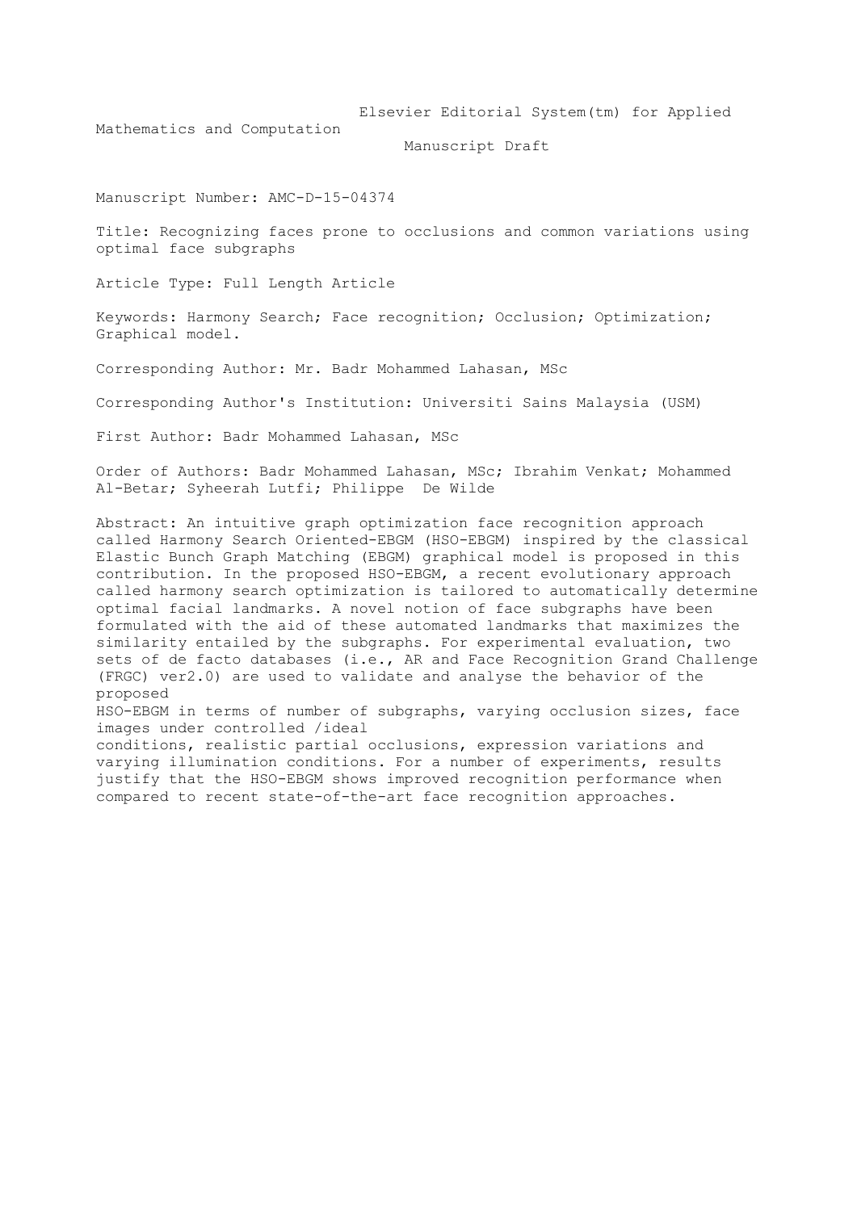Elsevier Editorial System(tm) for Applied Mathematics and Computation

Manuscript Draft

Manuscript Number: AMC-D-15-04374

Title: Recognizing faces prone to occlusions and common variations using optimal face subgraphs

Article Type: Full Length Article

Keywords: Harmony Search; Face recognition; Occlusion; Optimization; Graphical model.

Corresponding Author: Mr. Badr Mohammed Lahasan, MSc

Corresponding Author's Institution: Universiti Sains Malaysia (USM)

First Author: Badr Mohammed Lahasan, MSc

Order of Authors: Badr Mohammed Lahasan, MSc; Ibrahim Venkat; Mohammed Al-Betar; Syheerah Lutfi; Philippe De Wilde

Abstract: An intuitive graph optimization face recognition approach called Harmony Search Oriented-EBGM (HSO-EBGM) inspired by the classical Elastic Bunch Graph Matching (EBGM) graphical model is proposed in this contribution. In the proposed HSO-EBGM, a recent evolutionary approach called harmony search optimization is tailored to automatically determine optimal facial landmarks. A novel notion of face subgraphs have been formulated with the aid of these automated landmarks that maximizes the similarity entailed by the subgraphs. For experimental evaluation, two sets of de facto databases (i.e., AR and Face Recognition Grand Challenge (FRGC) ver2.0) are used to validate and analyse the behavior of the proposed HSO-EBGM in terms of number of subgraphs, varying occlusion sizes, face images under controlled /ideal conditions, realistic partial occlusions, expression variations and varying illumination conditions. For a number of experiments, results justify that the HSO-EBGM shows improved recognition performance when compared to recent state-of-the-art face recognition approaches.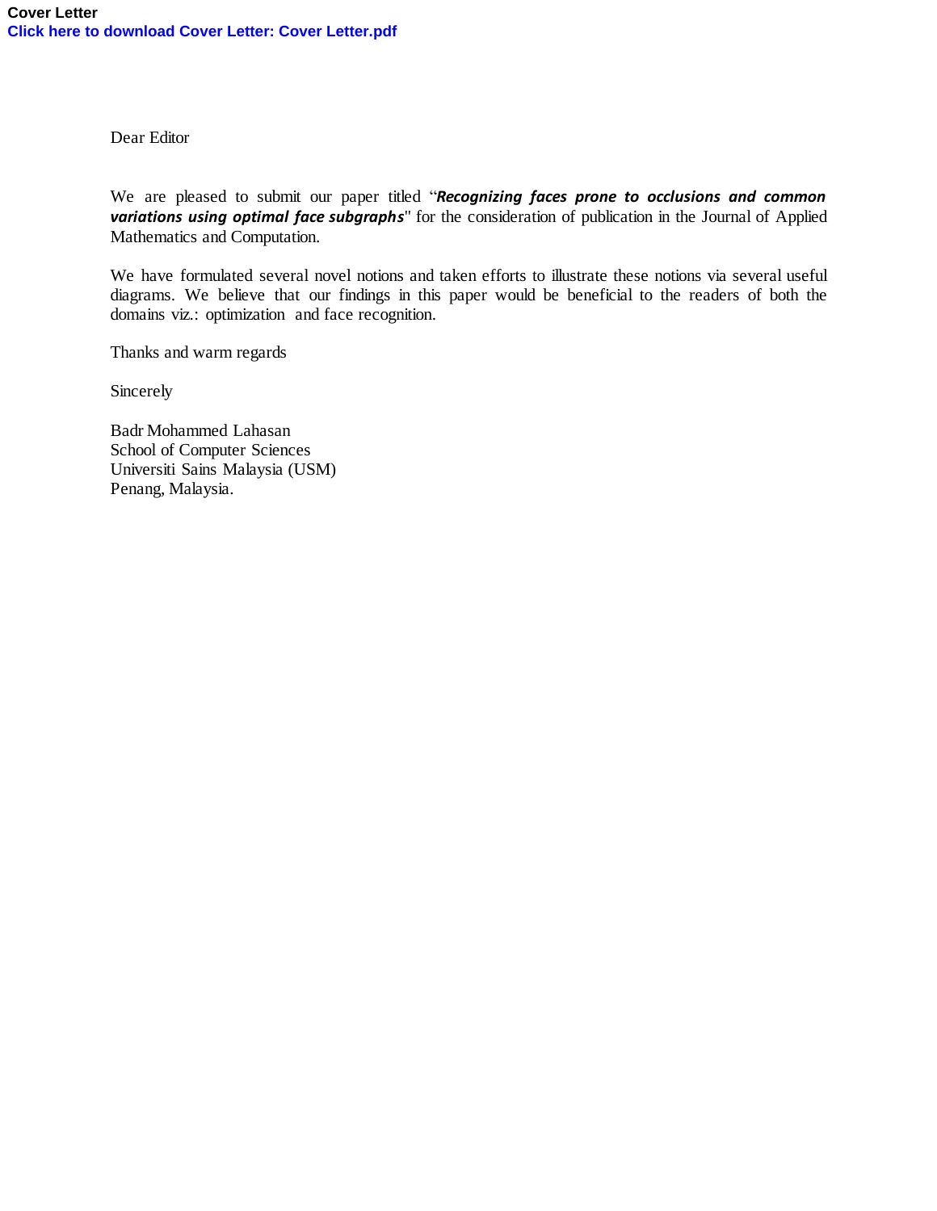**Cover Letter**
**Click here to download Cover Letter: Cover Letter.pdf**

Dear Editor

We are pleased to submit our paper titled "***Recognizing faces prone to occlusions and common variations using optimal face subgraphs***" for the consideration of publication in the Journal of Applied Mathematics and Computation.

We have formulated several novel notions and taken efforts to illustrate these notions via several useful diagrams. We believe that our findings in this paper would be beneficial to the readers of both the domains viz.: optimization and face recognition.

Thanks and warm regards

Sincerely

Badr Mohammed Lahasan
School of Computer Sciences
Universiti Sains Malaysia (USM)
Penang, Malaysia.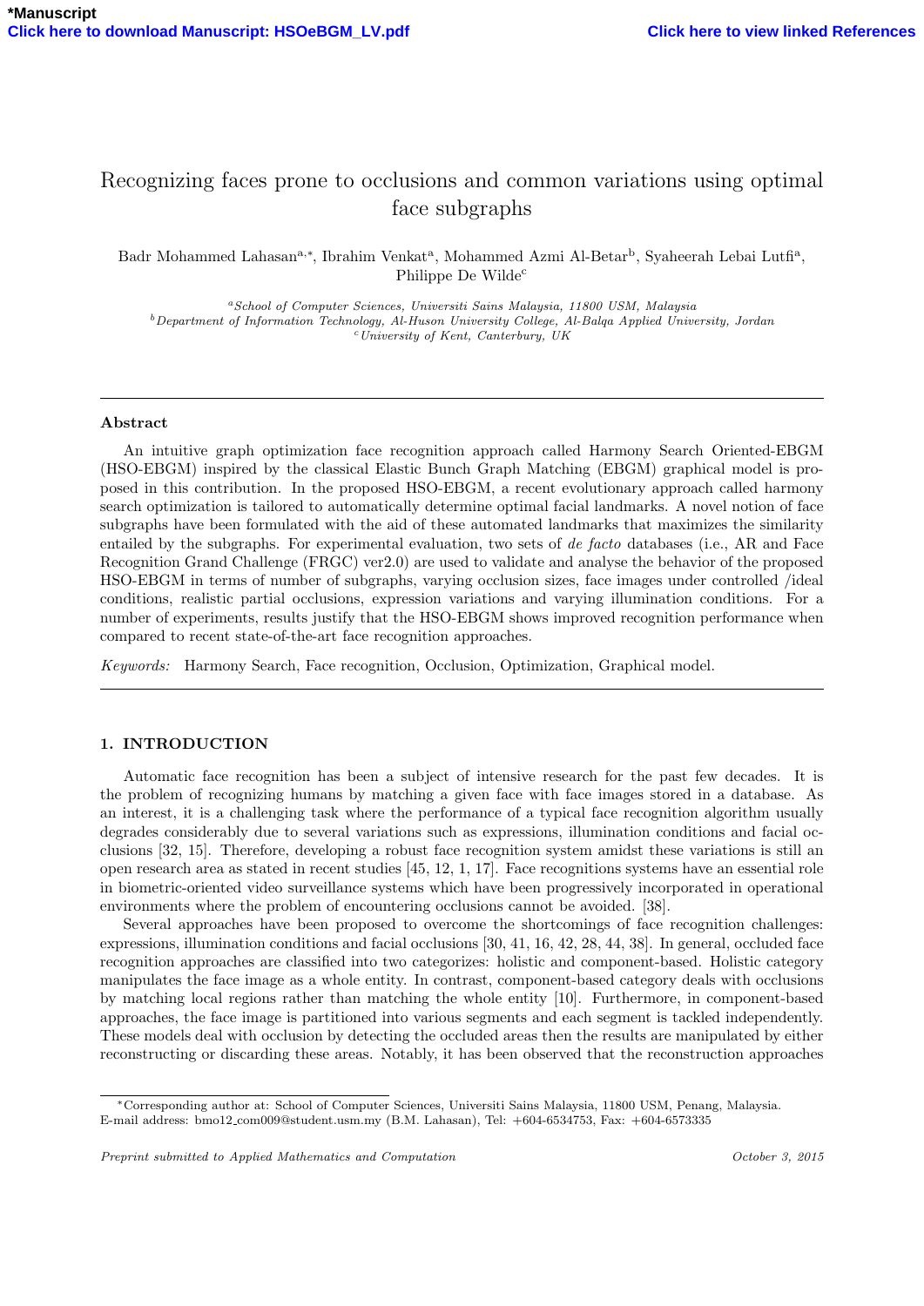# Recognizing faces prone to occlusions and common variations using optimal face subgraphs

Badr Mohammed Lahasan[a,*], Ibrahim Venkat[a], Mohammed Azmi Al-Betar[b], Syaheerah Lebai Lutfi[a], Philippe De Wilde[c]

[a]*School of Computer Sciences, Universiti Sains Malaysia, 11800 USM, Malaysia*
[b]*Department of Information Technology, Al-Huson University College, Al-Balqa Applied University, Jordan*
[c]*University of Kent, Canterbury, UK*

## Abstract

An intuitive graph optimization face recognition approach called Harmony Search Oriented-EBGM (HSO-EBGM) inspired by the classical Elastic Bunch Graph Matching (EBGM) graphical model is proposed in this contribution. In the proposed HSO-EBGM, a recent evolutionary approach called harmony search optimization is tailored to automatically determine optimal facial landmarks. A novel notion of face subgraphs have been formulated with the aid of these automated landmarks that maximizes the similarity entailed by the subgraphs. For experimental evaluation, two sets of *de facto* databases (i.e., AR and Face Recognition Grand Challenge (FRGC) ver2.0) are used to validate and analyse the behavior of the proposed HSO-EBGM in terms of number of subgraphs, varying occlusion sizes, face images under controlled /ideal conditions, realistic partial occlusions, expression variations and varying illumination conditions. For a number of experiments, results justify that the HSO-EBGM shows improved recognition performance when compared to recent state-of-the-art face recognition approaches.

*Keywords:* Harmony Search, Face recognition, Occlusion, Optimization, Graphical model.

## 1. INTRODUCTION

Automatic face recognition has been a subject of intensive research for the past few decades. It is the problem of recognizing humans by matching a given face with face images stored in a database. As an interest, it is a challenging task where the performance of a typical face recognition algorithm usually degrades considerably due to several variations such as expressions, illumination conditions and facial occlusions [32, 15]. Therefore, developing a robust face recognition system amidst these variations is still an open research area as stated in recent studies [45, 12, 1, 17]. Face recognitions systems have an essential role in biometric-oriented video surveillance systems which have been progressively incorporated in operational environments where the problem of encountering occlusions cannot be avoided. [38].

Several approaches have been proposed to overcome the shortcomings of face recognition challenges: expressions, illumination conditions and facial occlusions [30, 41, 16, 42, 28, 44, 38]. In general, occluded face recognition approaches are classified into two categorizes: holistic and component-based. Holistic category manipulates the face image as a whole entity. In contrast, component-based category deals with occlusions by matching local regions rather than matching the whole entity [10]. Furthermore, in component-based approaches, the face image is partitioned into various segments and each segment is tackled independently. These models deal with occlusion by detecting the occluded areas then the results are manipulated by either reconstructing or discarding these areas. Notably, it has been observed that the reconstruction approaches

*Corresponding author at: School of Computer Sciences, Universiti Sains Malaysia, 11800 USM, Penang, Malaysia.
E-mail address: bmo12_com009@student.usm.my (B.M. Lahasan), Tel: +604-6534753, Fax: +604-6573335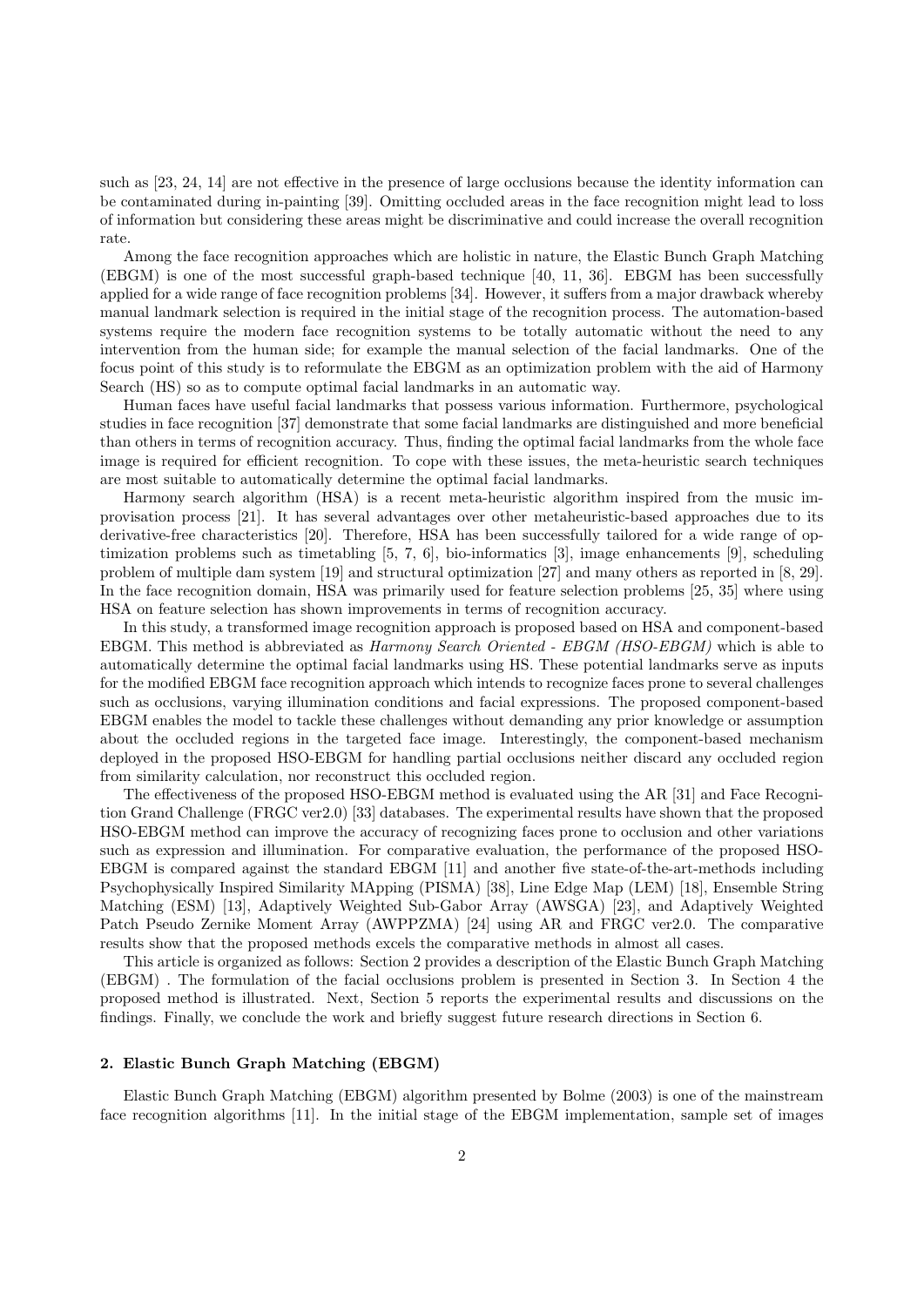such as [23, 24, 14] are not effective in the presence of large occlusions because the identity information can be contaminated during in-painting [39]. Omitting occluded areas in the face recognition might lead to loss of information but considering these areas might be discriminative and could increase the overall recognition rate.

Among the face recognition approaches which are holistic in nature, the Elastic Bunch Graph Matching (EBGM) is one of the most successful graph-based technique [40, 11, 36]. EBGM has been successfully applied for a wide range of face recognition problems [34]. However, it suffers from a major drawback whereby manual landmark selection is required in the initial stage of the recognition process. The automation-based systems require the modern face recognition systems to be totally automatic without the need to any intervention from the human side; for example the manual selection of the facial landmarks. One of the focus point of this study is to reformulate the EBGM as an optimization problem with the aid of Harmony Search (HS) so as to compute optimal facial landmarks in an automatic way.

Human faces have useful facial landmarks that possess various information. Furthermore, psychological studies in face recognition [37] demonstrate that some facial landmarks are distinguished and more beneficial than others in terms of recognition accuracy. Thus, finding the optimal facial landmarks from the whole face image is required for efficient recognition. To cope with these issues, the meta-heuristic search techniques are most suitable to automatically determine the optimal facial landmarks.

Harmony search algorithm (HSA) is a recent meta-heuristic algorithm inspired from the music improvisation process [21]. It has several advantages over other metaheuristic-based approaches due to its derivative-free characteristics [20]. Therefore, HSA has been successfully tailored for a wide range of optimization problems such as timetabling [5, 7, 6], bio-informatics [3], image enhancements [9], scheduling problem of multiple dam system [19] and structural optimization [27] and many others as reported in [8, 29]. In the face recognition domain, HSA was primarily used for feature selection problems [25, 35] where using HSA on feature selection has shown improvements in terms of recognition accuracy.

In this study, a transformed image recognition approach is proposed based on HSA and component-based EBGM. This method is abbreviated as *Harmony Search Oriented - EBGM (HSO-EBGM)* which is able to automatically determine the optimal facial landmarks using HS. These potential landmarks serve as inputs for the modified EBGM face recognition approach which intends to recognize faces prone to several challenges such as occlusions, varying illumination conditions and facial expressions. The proposed component-based EBGM enables the model to tackle these challenges without demanding any prior knowledge or assumption about the occluded regions in the targeted face image. Interestingly, the component-based mechanism deployed in the proposed HSO-EBGM for handling partial occlusions neither discard any occluded region from similarity calculation, nor reconstruct this occluded region.

The effectiveness of the proposed HSO-EBGM method is evaluated using the AR [31] and Face Recognition Grand Challenge (FRGC ver2.0) [33] databases. The experimental results have shown that the proposed HSO-EBGM method can improve the accuracy of recognizing faces prone to occlusion and other variations such as expression and illumination. For comparative evaluation, the performance of the proposed HSO-EBGM is compared against the standard EBGM [11] and another five state-of-the-art-methods including Psychophysically Inspired Similarity MApping (PISMA) [38], Line Edge Map (LEM) [18], Ensemble String Matching (ESM) [13], Adaptively Weighted Sub-Gabor Array (AWSGA) [23], and Adaptively Weighted Patch Pseudo Zernike Moment Array (AWPPZMA) [24] using AR and FRGC ver2.0. The comparative results show that the proposed methods excels the comparative methods in almost all cases.

This article is organized as follows: Section 2 provides a description of the Elastic Bunch Graph Matching (EBGM) . The formulation of the facial occlusions problem is presented in Section 3. In Section 4 the proposed method is illustrated. Next, Section 5 reports the experimental results and discussions on the findings. Finally, we conclude the work and briefly suggest future research directions in Section 6.

## 2. Elastic Bunch Graph Matching (EBGM)

Elastic Bunch Graph Matching (EBGM) algorithm presented by Bolme (2003) is one of the mainstream face recognition algorithms [11]. In the initial stage of the EBGM implementation, sample set of images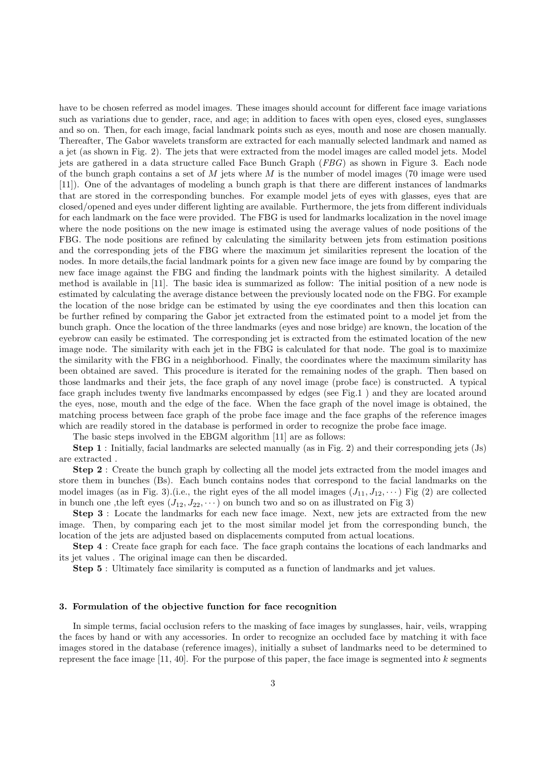have to be chosen referred as model images. These images should account for different face image variations such as variations due to gender, race, and age; in addition to faces with open eyes, closed eyes, sunglasses and so on. Then, for each image, facial landmark points such as eyes, mouth and nose are chosen manually. Thereafter, The Gabor wavelets transform are extracted for each manually selected landmark and named as a jet (as shown in Fig. 2). The jets that were extracted from the model images are called model jets. Model jets are gathered in a data structure called Face Bunch Graph ($FBG$) as shown in Figure 3. Each node of the bunch graph contains a set of $M$ jets where $M$ is the number of model images (70 image were used [11]). One of the advantages of modeling a bunch graph is that there are different instances of landmarks that are stored in the corresponding bunches. For example model jets of eyes with glasses, eyes that are closed/opened and eyes under different lighting are available. Furthermore, the jets from different individuals for each landmark on the face were provided. The FBG is used for landmarks localization in the novel image where the node positions on the new image is estimated using the average values of node positions of the FBG. The node positions are refined by calculating the similarity between jets from estimation positions and the corresponding jets of the FBG where the maximum jet similarities represent the location of the nodes. In more details,the facial landmark points for a given new face image are found by by comparing the new face image against the FBG and finding the landmark points with the highest similarity. A detailed method is available in [11]. The basic idea is summarized as follow: The initial position of a new node is estimated by calculating the average distance between the previously located node on the FBG. For example the location of the nose bridge can be estimated by using the eye coordinates and then this location can be further refined by comparing the Gabor jet extracted from the estimated point to a model jet from the bunch graph. Once the location of the three landmarks (eyes and nose bridge) are known, the location of the eyebrow can easily be estimated. The corresponding jet is extracted from the estimated location of the new image node. The similarity with each jet in the FBG is calculated for that node. The goal is to maximize the similarity with the FBG in a neighborhood. Finally, the coordinates where the maximum similarity has been obtained are saved. This procedure is iterated for the remaining nodes of the graph. Then based on those landmarks and their jets, the face graph of any novel image (probe face) is constructed. A typical face graph includes twenty five landmarks encompassed by edges (see Fig.1 ) and they are located around the eyes, nose, mouth and the edge of the face. When the face graph of the novel image is obtained, the matching process between face graph of the probe face image and the face graphs of the reference images which are readily stored in the database is performed in order to recognize the probe face image.

The basic steps involved in the EBGM algorithm [11] are as follows:

**Step 1** : Initially, facial landmarks are selected manually (as in Fig. 2) and their corresponding jets (Js) are extracted .

**Step 2** : Create the bunch graph by collecting all the model jets extracted from the model images and store them in bunches (Bs). Each bunch contains nodes that correspond to the facial landmarks on the model images (as in Fig. 3).(i.e., the right eyes of the all model images ($J_{11}, J_{12}, \cdots$) Fig (2) are collected in bunch one ,the left eyes ($J_{12}, J_{22}, \cdots$) on bunch two and so on as illustrated on Fig 3)

**Step 3** : Locate the landmarks for each new face image. Next, new jets are extracted from the new image. Then, by comparing each jet to the most similar model jet from the corresponding bunch, the location of the jets are adjusted based on displacements computed from actual locations.

**Step 4** : Create face graph for each face. The face graph contains the locations of each landmarks and its jet values . The original image can then be discarded.

**Step 5** : Ultimately face similarity is computed as a function of landmarks and jet values.

### 3. Formulation of the objective function for face recognition

In simple terms, facial occlusion refers to the masking of face images by sunglasses, hair, veils, wrapping the faces by hand or with any accessories. In order to recognize an occluded face by matching it with face images stored in the database (reference images), initially a subset of landmarks need to be determined to represent the face image [11, 40]. For the purpose of this paper, the face image is segmented into $k$ segments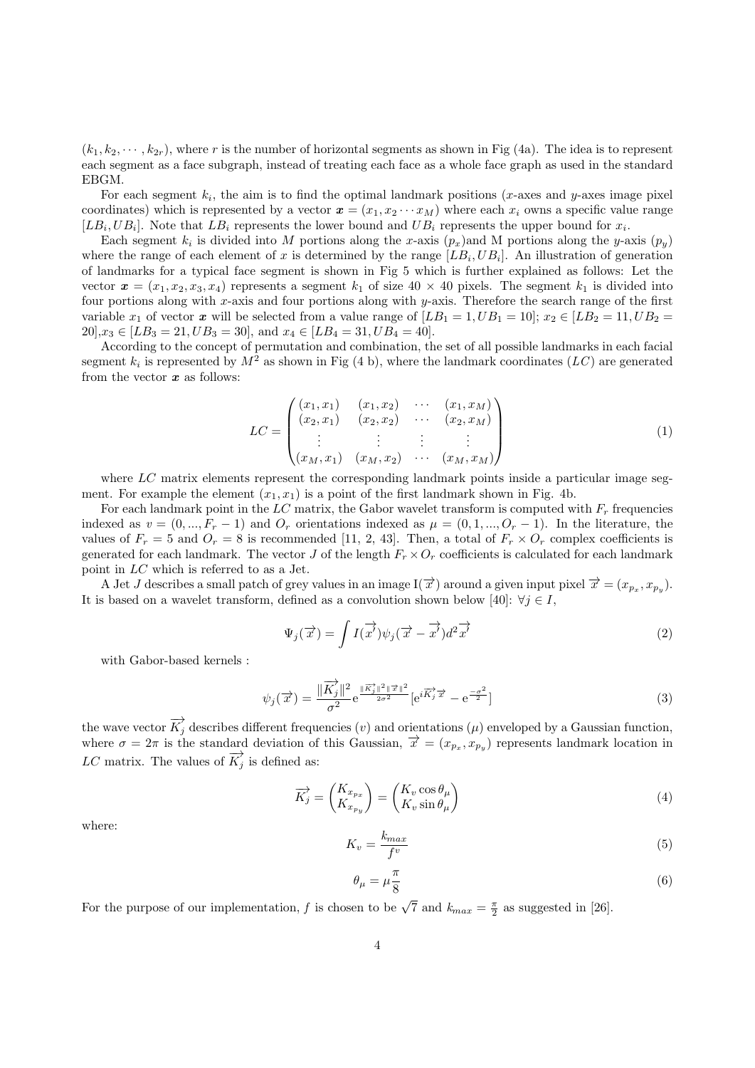$(k_1, k_2, \cdots, k_{2r})$, where $r$ is the number of horizontal segments as shown in Fig (4a). The idea is to represent each segment as a face subgraph, instead of treating each face as a whole face graph as used in the standard EBGM.

For each segment $k_i$, the aim is to find the optimal landmark positions ($x$-axes and $y$-axes image pixel coordinates) which is represented by a vector $\boldsymbol{x} = (x_1, x_2 \cdots x_M)$ where each $x_i$ owns a specific value range $[LB_i, UB_i]$. Note that $LB_i$ represents the lower bound and $UB_i$ represents the upper bound for $x_i$.

Each segment $k_i$ is divided into $M$ portions along the $x$-axis ($p_x$)and M portions along the $y$-axis ($p_y$) where the range of each element of $x$ is determined by the range $[LB_i, UB_i]$. An illustration of generation of landmarks for a typical face segment is shown in Fig 5 which is further explained as follows: Let the vector $\boldsymbol{x} = (x_1, x_2, x_3, x_4)$ represents a segment $k_1$ of size $40 \times 40$ pixels. The segment $k_1$ is divided into four portions along with $x$-axis and four portions along with $y$-axis. Therefore the search range of the first variable $x_1$ of vector $\boldsymbol{x}$ will be selected from a value range of $[LB_1 = 1, UB_1 = 10]$; $x_2 \in [LB_2 = 11, UB_2 = 20]$,$x_3 \in [LB_3 = 21, UB_3 = 30]$, and $x_4 \in [LB_4 = 31, UB_4 = 40]$.

According to the concept of permutation and combination, the set of all possible landmarks in each facial segment $k_i$ is represented by $M^2$ as shown in Fig (4 b), where the landmark coordinates ($LC$) are generated from the vector $\boldsymbol{x}$ as follows:

$$LC = \begin{pmatrix} (x_1, x_1) & (x_1, x_2) & \cdots & (x_1, x_M) \\ (x_2, x_1) & (x_2, x_2) & \cdots & (x_2, x_M) \\ \vdots & \vdots & \vdots & \vdots \\ (x_M, x_1) & (x_M, x_2) & \cdots & (x_M, x_M) \end{pmatrix} \tag{1}$$

where $LC$ matrix elements represent the corresponding landmark points inside a particular image segment. For example the element $(x_1, x_1)$ is a point of the first landmark shown in Fig. 4b.

For each landmark point in the $LC$ matrix, the Gabor wavelet transform is computed with $F_r$ frequencies indexed as $v = (0, ..., F_r - 1)$ and $O_r$ orientations indexed as $\mu = (0, 1, ..., O_r - 1)$. In the literature, the values of $F_r = 5$ and $O_r = 8$ is recommended [11, 2, 43]. Then, a total of $F_r \times O_r$ complex coefficients is generated for each landmark. The vector $J$ of the length $F_r \times O_r$ coefficients is calculated for each landmark point in $LC$ which is referred to as a Jet.

A Jet $J$ describes a small patch of grey values in an image $\mathrm{I}(\overrightarrow{x})$ around a given input pixel $\overrightarrow{x} = (x_{p_x}, x_{p_y})$. It is based on a wavelet transform, defined as a convolution shown below [40]: $\forall j \in I$,

$$\Psi_j(\overrightarrow{x}) = \int I(\overrightarrow{x'})\psi_j(\overrightarrow{x} - \overrightarrow{x'})d^2\overrightarrow{x'} \tag{2}$$

with Gabor-based kernels :

$$\psi_j(\overrightarrow{x}) = \frac{\|\overrightarrow{K_j}\|^2}{\sigma^2}\mathrm{e}^{\frac{\|\overrightarrow{K_j}\|^2\|\overrightarrow{x}\|^2}{2\sigma^2}}[\mathrm{e}^{i\overrightarrow{K_j}\overrightarrow{x}} - \mathrm{e}^{\frac{-\sigma^2}{2}}] \tag{3}$$

the wave vector $\overrightarrow{K_j}$ describes different frequencies ($v$) and orientations ($\mu$) enveloped by a Gaussian function, where $\sigma = 2\pi$ is the standard deviation of this Gaussian, $\overrightarrow{x} = (x_{p_x}, x_{p_y})$ represents landmark location in $LC$ matrix. The values of $\overrightarrow{K_j}$ is defined as:

$$\overrightarrow{K_j} = \begin{pmatrix} K_{x_{p_x}} \\ K_{x_{p_y}} \end{pmatrix} = \begin{pmatrix} K_v \cos\theta_\mu \\ K_v \sin\theta_\mu \end{pmatrix} \tag{4}$$

where:

$$K_v = \frac{k_{max}}{f^v} \tag{5}$$

$$\theta_\mu = \mu\frac{\pi}{8} \tag{6}$$

For the purpose of our implementation, $f$ is chosen to be $\sqrt{7}$ and $k_{max} = \frac{\pi}{2}$ as suggested in [26].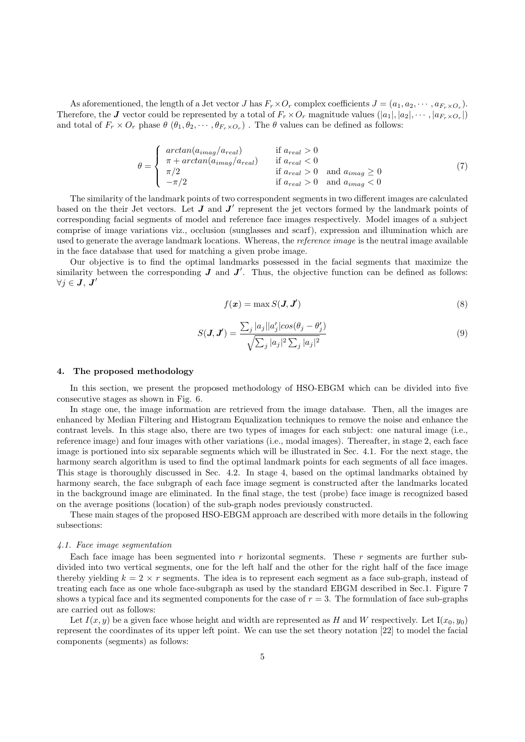As aforementioned, the length of a Jet vector $J$ has $F_r \times O_r$ complex coefficients $J = (a_1, a_2, \cdots, a_{F_r \times O_r})$. Therefore, the $\boldsymbol{J}$ vector could be represented by a total of $F_r \times O_r$ magnitude values $(|a_1|, |a_2|, \cdots, |a_{F_r \times O_r}|)$ and total of $F_r \times O_r$ phase $\theta$ $(\theta_1, \theta_2, \cdots, \theta_{F_r \times O_r})$ . The $\theta$ values can be defined as follows:

$$\theta = \begin{cases} arctan(a_{imag}/a_{real}) & \text{if } a_{real} > 0 \\ \pi + arctan(a_{imag}/a_{real}) & \text{if } a_{real} < 0 \\ \pi/2 & \text{if } a_{real} > 0 \quad \text{and } a_{imag} \geq 0 \\ -\pi/2 & \text{if } a_{real} > 0 \quad \text{and } a_{imag} < 0 \end{cases} \tag{7}$$

The similarity of the landmark points of two correspondent segments in two different images are calculated based on the their Jet vectors. Let $\boldsymbol{J}$ and $\boldsymbol{J'}$ represent the jet vectors formed by the landmark points of corresponding facial segments of model and reference face images respectively. Model images of a subject comprise of image variations viz., occlusion (sunglasses and scarf), expression and illumination which are used to generate the average landmark locations. Whereas, the *reference image* is the neutral image available in the face database that used for matching a given probe image.

Our objective is to find the optimal landmarks possessed in the facial segments that maximize the similarity between the corresponding $\boldsymbol{J}$ and $\boldsymbol{J'}$. Thus, the objective function can be defined as follows: $\forall j \in \boldsymbol{J}, \boldsymbol{J'}$

$$f(\boldsymbol{x}) = \max S(\boldsymbol{J}, \boldsymbol{J'}) \tag{8}$$

$$S(\boldsymbol{J}, \boldsymbol{J'}) = \frac{\sum_j |a_j||a'_j|cos(\theta_j - \theta'_j)}{\sqrt{\sum_j |a_j|^2 \sum_j |a_j|^2}} \tag{9}$$

## 4. The proposed methodology

In this section, we present the proposed methodology of HSO-EBGM which can be divided into five consecutive stages as shown in Fig. 6.

In stage one, the image information are retrieved from the image database. Then, all the images are enhanced by Median Filtering and Histogram Equalization techniques to remove the noise and enhance the contrast levels. In this stage also, there are two types of images for each subject: one natural image (i.e., reference image) and four images with other variations (i.e., modal images). Thereafter, in stage 2, each face image is portioned into six separable segments which will be illustrated in Sec. 4.1. For the next stage, the harmony search algorithm is used to find the optimal landmark points for each segments of all face images. This stage is thoroughly discussed in Sec. 4.2. In stage 4, based on the optimal landmarks obtained by harmony search, the face subgraph of each face image segment is constructed after the landmarks located in the background image are eliminated. In the final stage, the test (probe) face image is recognized based on the average positions (location) of the sub-graph nodes previously constructed.

These main stages of the proposed HSO-EBGM approach are described with more details in the following subsections:

### 4.1. Face image segmentation

Each face image has been segmented into $r$ horizontal segments. These $r$ segments are further subdivided into two vertical segments, one for the left half and the other for the right half of the face image thereby yielding $k = 2 \times r$ segments. The idea is to represent each segment as a face sub-graph, instead of treating each face as one whole face-subgraph as used by the standard EBGM described in Sec.1. Figure 7 shows a typical face and its segmented components for the case of $r = 3$. The formulation of face sub-graphs are carried out as follows:

Let $I(x, y)$ be a given face whose height and width are represented as $H$ and $W$ respectively. Let $\mathrm{I}(x_0, y_0)$ represent the coordinates of its upper left point. We can use the set theory notation [22] to model the facial components (segments) as follows: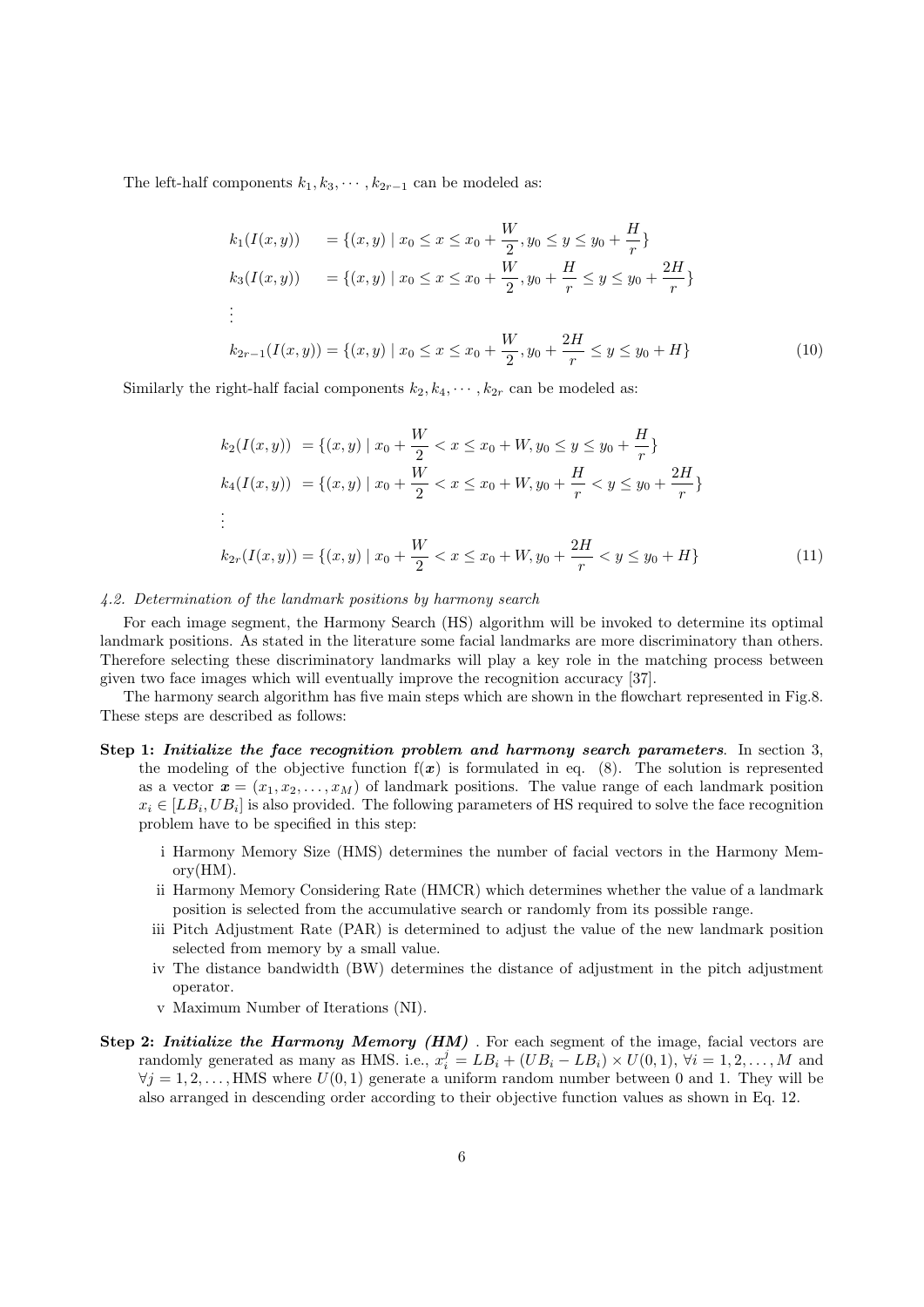The left-half components $k_1, k_3, \cdots, k_{2r-1}$ can be modeled as:

$$
\begin{aligned}
k_1(I(x,y)) \quad &= \{(x,y) \mid x_0 \le x \le x_0 + \frac{W}{2}, y_0 \le y \le y_0 + \frac{H}{r}\} \\
k_3(I(x,y)) \quad &= \{(x,y) \mid x_0 \le x \le x_0 + \frac{W}{2}, y_0 + \frac{H}{r} \le y \le y_0 + \frac{2H}{r}\} \\
&\vdots \\
k_{2r-1}(I(x,y)) &= \{(x,y) \mid x_0 \le x \le x_0 + \frac{W}{2}, y_0 + \frac{2H}{r} \le y \le y_0 + H\}
\end{aligned} \tag{10}
$$

Similarly the right-half facial components $k_2, k_4, \cdots, k_{2r}$ can be modeled as:

$$
\begin{aligned}
k_2(I(x,y)) \;\; &= \{(x,y) \mid x_0 + \frac{W}{2} < x \le x_0 + W, y_0 \le y \le y_0 + \frac{H}{r}\} \\
k_4(I(x,y)) \;\; &= \{(x,y) \mid x_0 + \frac{W}{2} < x \le x_0 + W, y_0 + \frac{H}{r} < y \le y_0 + \frac{2H}{r}\} \\
&\vdots \\
k_{2r}(I(x,y)) &= \{(x,y) \mid x_0 + \frac{W}{2} < x \le x_0 + W, y_0 + \frac{2H}{r} < y \le y_0 + H\}
\end{aligned} \tag{11}
$$

### *4.2. Determination of the landmark positions by harmony search*

For each image segment, the Harmony Search (HS) algorithm will be invoked to determine its optimal landmark positions. As stated in the literature some facial landmarks are more discriminatory than others. Therefore selecting these discriminatory landmarks will play a key role in the matching process between given two face images which will eventually improve the recognition accuracy [37].

The harmony search algorithm has five main steps which are shown in the flowchart represented in Fig.8. These steps are described as follows:

**Step 1:** ***Initialize the face recognition problem and harmony search parameters***. In section 3, the modeling of the objective function f($\boldsymbol{x}$) is formulated in eq. (8). The solution is represented as a vector $\boldsymbol{x} = (x_1, x_2, \ldots, x_M)$ of landmark positions. The value range of each landmark position $x_i \in [LB_i, UB_i]$ is also provided. The following parameters of HS required to solve the face recognition problem have to be specified in this step:

- i Harmony Memory Size (HMS) determines the number of facial vectors in the Harmony Memory(HM).
- ii Harmony Memory Considering Rate (HMCR) which determines whether the value of a landmark position is selected from the accumulative search or randomly from its possible range.
- iii Pitch Adjustment Rate (PAR) is determined to adjust the value of the new landmark position selected from memory by a small value.
- iv The distance bandwidth (BW) determines the distance of adjustment in the pitch adjustment operator.
- v Maximum Number of Iterations (NI).

**Step 2:** ***Initialize the Harmony Memory (HM)*** . For each segment of the image, facial vectors are randomly generated as many as HMS. i.e., $x_i^j = LB_i + (UB_i - LB_i) \times U(0,1)$, $\forall i = 1, 2, \ldots, M$ and $\forall j = 1, 2, \ldots,$ HMS where $U(0,1)$ generate a uniform random number between 0 and 1. They will be also arranged in descending order according to their objective function values as shown in Eq. 12.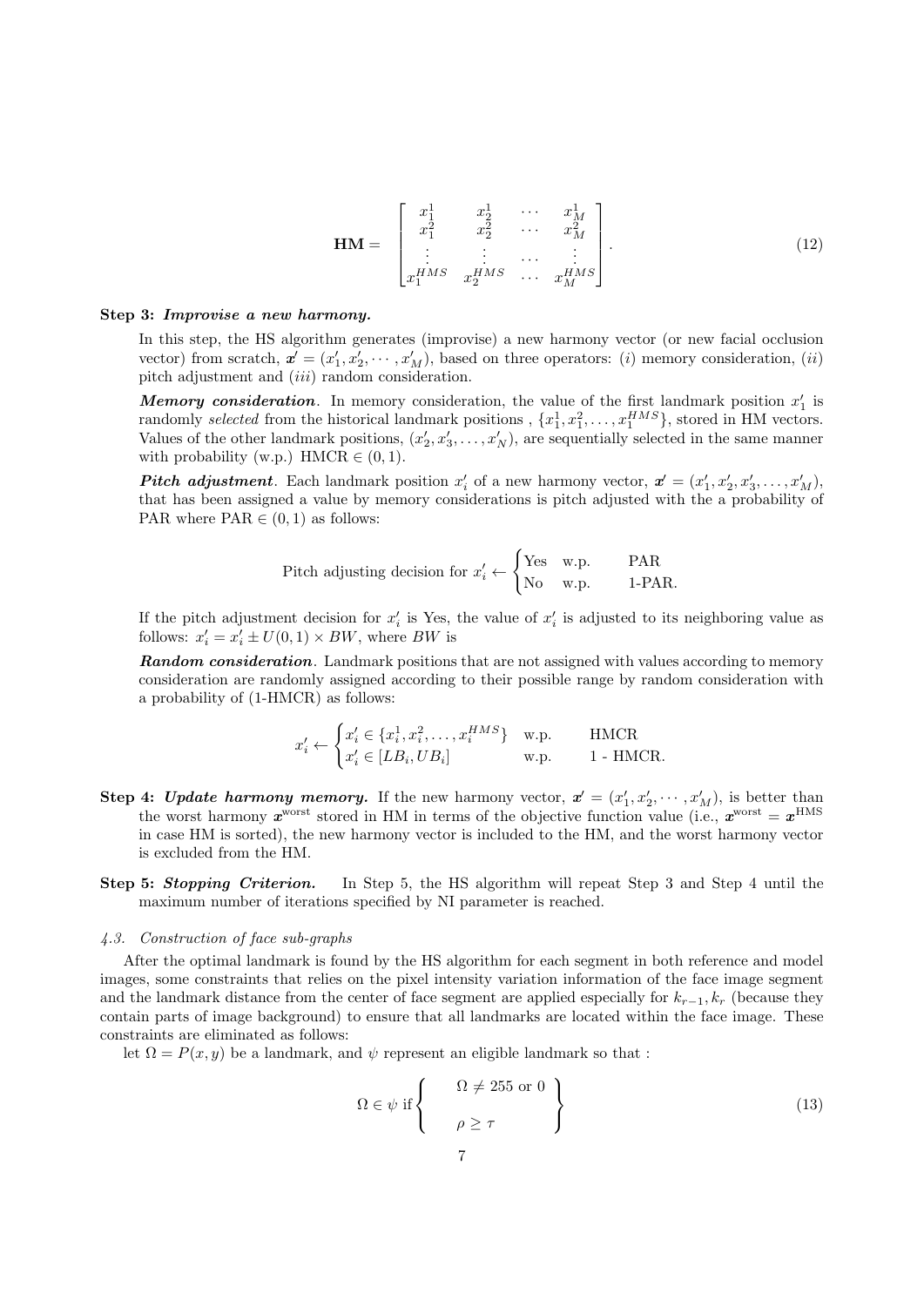$$
\mathbf{HM} = \begin{bmatrix} x_1^1 & x_2^1 & \cdots & x_M^1 \\ x_1^2 & x_2^2 & \cdots & x_M^2 \\ \vdots & \vdots & \cdots & \vdots \\ x_1^{HMS} & x_2^{HMS} & \cdots & x_M^{HMS} \end{bmatrix}. \tag{12}
$$

**Step 3:** ***Improvise a new harmony.***

In this step, the HS algorithm generates (improvise) a new harmony vector (or new facial occlusion vector) from scratch, $\boldsymbol{x}' = (x_1', x_2', \cdots, x_M')$, based on three operators: ($i$) memory consideration, ($ii$) pitch adjustment and ($iii$) random consideration.

***Memory consideration***. In memory consideration, the value of the first landmark position $x_1'$ is randomly *selected* from the historical landmark positions , $\{x_1^1, x_1^2, \ldots, x_1^{HMS}\}$, stored in HM vectors. Values of the other landmark positions, $(x_2', x_3', \ldots, x_N')$, are sequentially selected in the same manner with probability (w.p.) HMCR $\in (0, 1)$.

***Pitch adjustment***. Each landmark position $x_i'$ of a new harmony vector, $\boldsymbol{x}' = (x_1', x_2', x_3', \ldots, x_M')$, that has been assigned a value by memory considerations is pitch adjusted with the a probability of PAR where PAR $\in (0, 1)$ as follows:

$$
\text{Pitch adjusting decision for } x_i' \leftarrow \begin{cases} \text{Yes} & \text{w.p.} \quad \text{PAR} \\ \text{No} & \text{w.p.} \quad \text{1-PAR.} \end{cases}
$$

If the pitch adjustment decision for $x_i'$ is Yes, the value of $x_i'$ is adjusted to its neighboring value as follows: $x_i' = x_i' \pm U(0, 1) \times BW$, where $BW$ is

***Random consideration***. Landmark positions that are not assigned with values according to memory consideration are randomly assigned according to their possible range by random consideration with a probability of (1-HMCR) as follows:

$$
x_i' \leftarrow \begin{cases} x_i' \in \{x_i^1, x_i^2, \ldots, x_i^{HMS}\} & \text{w.p.} \quad \text{HMCR} \\ x_i' \in [LB_i, UB_i] & \text{w.p.} \quad \text{1 - HMCR.} \end{cases}
$$

**Step 4:** ***Update harmony memory.*** If the new harmony vector, $\boldsymbol{x}' = (x_1', x_2', \cdots, x_M')$, is better than the worst harmony $\boldsymbol{x}^{\text{worst}}$ stored in HM in terms of the objective function value (i.e., $\boldsymbol{x}^{\text{worst}} = \boldsymbol{x}^{\text{HMS}}$ in case HM is sorted), the new harmony vector is included to the HM, and the worst harmony vector is excluded from the HM.

**Step 5:** ***Stopping Criterion.*** In Step 5, the HS algorithm will repeat Step 3 and Step 4 until the maximum number of iterations specified by NI parameter is reached.

### *4.3. Construction of face sub-graphs*

After the optimal landmark is found by the HS algorithm for each segment in both reference and model images, some constraints that relies on the pixel intensity variation information of the face image segment and the landmark distance from the center of face segment are applied especially for $k_{r-1}, k_r$ (because they contain parts of image background) to ensure that all landmarks are located within the face image. These constraints are eliminated as follows:

let $\Omega = P(x, y)$ be a landmark, and $\psi$ represent an eligible landmark so that :

$$
\Omega \in \psi \text{ if} \begin{Bmatrix} \Omega \neq 255 \text{ or } 0 \\ \\ \rho \geq \tau \end{Bmatrix} \tag{13}
$$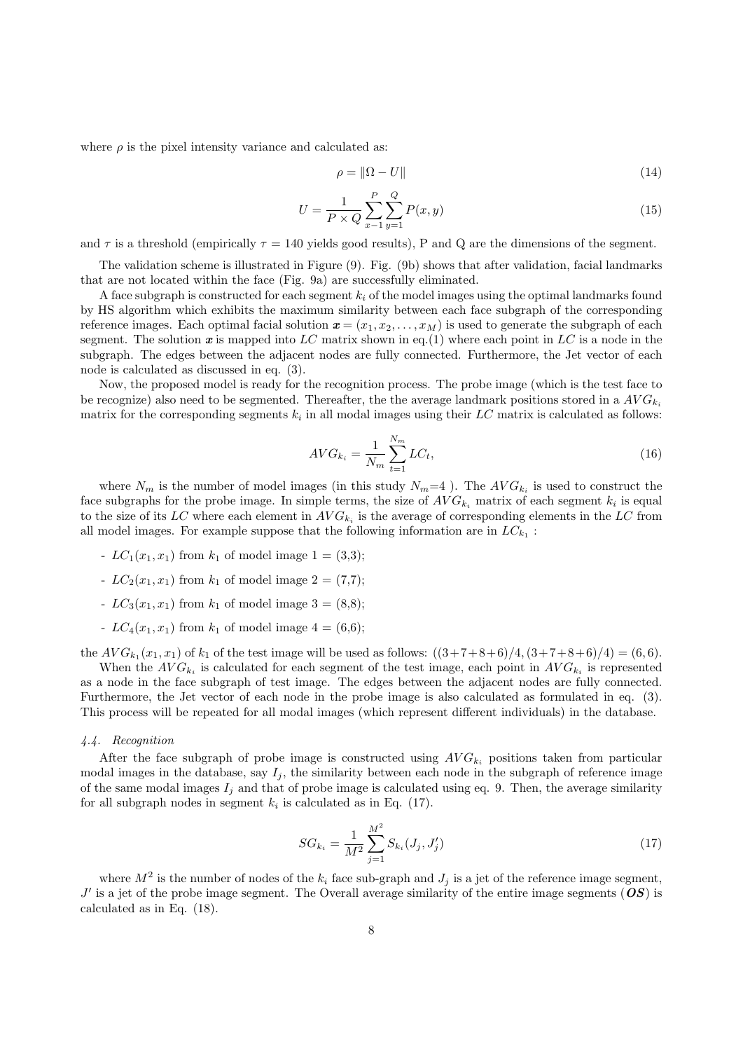where $\rho$ is the pixel intensity variance and calculated as:

$$\rho = \|\Omega - U\| \tag{14}$$

$$U = \frac{1}{P \times Q} \sum_{x-1}^{P} \sum_{y=1}^{Q} P(x, y) \tag{15}$$

and $\tau$ is a threshold (empirically $\tau = 140$ yields good results), P and Q are the dimensions of the segment.

The validation scheme is illustrated in Figure (9). Fig. (9b) shows that after validation, facial landmarks that are not located within the face (Fig. 9a) are successfully eliminated.

A face subgraph is constructed for each segment $k_i$ of the model images using the optimal landmarks found by HS algorithm which exhibits the maximum similarity between each face subgraph of the corresponding reference images. Each optimal facial solution $\boldsymbol{x} = (x_1, x_2, \ldots, x_M)$ is used to generate the subgraph of each segment. The solution $\boldsymbol{x}$ is mapped into $LC$ matrix shown in eq.(1) where each point in $LC$ is a node in the subgraph. The edges between the adjacent nodes are fully connected. Furthermore, the Jet vector of each node is calculated as discussed in eq. (3).

Now, the proposed model is ready for the recognition process. The probe image (which is the test face to be recognize) also need to be segmented. Thereafter, the the average landmark positions stored in a $AVG_{k_i}$ matrix for the corresponding segments $k_i$ in all modal images using their $LC$ matrix is calculated as follows:

$$AVG_{k_i} = \frac{1}{N_m} \sum_{t=1}^{N_m} LC_t, \tag{16}$$

where $N_m$ is the number of model images (in this study $N_m$=4 ). The $AVG_{k_i}$ is used to construct the face subgraphs for the probe image. In simple terms, the size of $AVG_{k_i}$ matrix of each segment $k_i$ is equal to the size of its $LC$ where each element in $AVG_{k_i}$ is the average of corresponding elements in the $LC$ from all model images. For example suppose that the following information are in $LC_{k_1}$ :

- $LC_1(x_1, x_1)$ from $k_1$ of model image 1 = (3,3);
- $LC_2(x_1, x_1)$ from $k_1$ of model image 2 = (7,7);
- $LC_3(x_1, x_1)$ from $k_1$ of model image 3 = (8,8);
- $LC_4(x_1, x_1)$ from $k_1$ of model image 4 = (6,6);

the $AVG_{k_1}(x_1, x_1)$ of $k_1$ of the test image will be used as follows: $((3+7+8+6)/4, (3+7+8+6)/4) = (6, 6)$.

When the $AVG_{k_i}$ is calculated for each segment of the test image, each point in $AVG_{k_i}$ is represented as a node in the face subgraph of test image. The edges between the adjacent nodes are fully connected. Furthermore, the Jet vector of each node in the probe image is also calculated as formulated in eq. (3). This process will be repeated for all modal images (which represent different individuals) in the database.

### *4.4. Recognition*

After the face subgraph of probe image is constructed using $AVG_{k_i}$ positions taken from particular modal images in the database, say $I_j$, the similarity between each node in the subgraph of reference image of the same modal images $I_j$ and that of probe image is calculated using eq. 9. Then, the average similarity for all subgraph nodes in segment $k_i$ is calculated as in Eq. (17).

$$SG_{k_i} = \frac{1}{M^2} \sum_{j=1}^{M^2} S_{k_i}(J_j, J_j') \tag{17}$$

where $M^2$ is the number of nodes of the $k_i$ face sub-graph and $J_j$ is a jet of the reference image segment, $J'$ is a jet of the probe image segment. The Overall average similarity of the entire image segments ($\boldsymbol{OS}$) is calculated as in Eq. (18).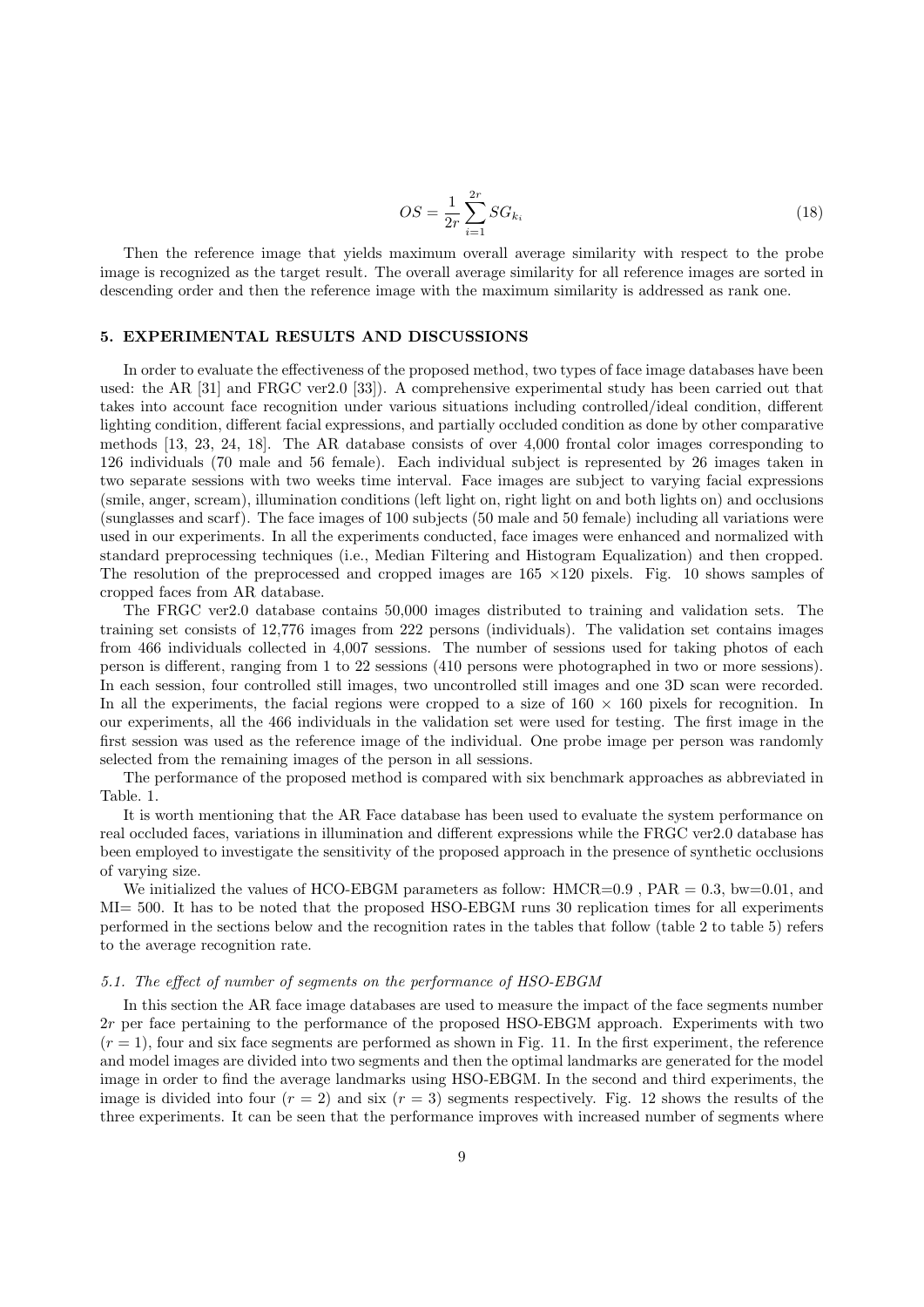$$OS = \frac{1}{2r} \sum_{i=1}^{2r} SG_{k_i} \tag{18}$$

Then the reference image that yields maximum overall average similarity with respect to the probe image is recognized as the target result. The overall average similarity for all reference images are sorted in descending order and then the reference image with the maximum similarity is addressed as rank one.

## 5. EXPERIMENTAL RESULTS AND DISCUSSIONS

In order to evaluate the effectiveness of the proposed method, two types of face image databases have been used: the AR [31] and FRGC ver2.0 [33]). A comprehensive experimental study has been carried out that takes into account face recognition under various situations including controlled/ideal condition, different lighting condition, different facial expressions, and partially occluded condition as done by other comparative methods [13, 23, 24, 18]. The AR database consists of over 4,000 frontal color images corresponding to 126 individuals (70 male and 56 female). Each individual subject is represented by 26 images taken in two separate sessions with two weeks time interval. Face images are subject to varying facial expressions (smile, anger, scream), illumination conditions (left light on, right light on and both lights on) and occlusions (sunglasses and scarf). The face images of 100 subjects (50 male and 50 female) including all variations were used in our experiments. In all the experiments conducted, face images were enhanced and normalized with standard preprocessing techniques (i.e., Median Filtering and Histogram Equalization) and then cropped. The resolution of the preprocessed and cropped images are 165 ×120 pixels. Fig. 10 shows samples of cropped faces from AR database.

The FRGC ver2.0 database contains 50,000 images distributed to training and validation sets. The training set consists of 12,776 images from 222 persons (individuals). The validation set contains images from 466 individuals collected in 4,007 sessions. The number of sessions used for taking photos of each person is different, ranging from 1 to 22 sessions (410 persons were photographed in two or more sessions). In each session, four controlled still images, two uncontrolled still images and one 3D scan were recorded. In all the experiments, the facial regions were cropped to a size of 160 × 160 pixels for recognition. In our experiments, all the 466 individuals in the validation set were used for testing. The first image in the first session was used as the reference image of the individual. One probe image per person was randomly selected from the remaining images of the person in all sessions.

The performance of the proposed method is compared with six benchmark approaches as abbreviated in Table. 1.

It is worth mentioning that the AR Face database has been used to evaluate the system performance on real occluded faces, variations in illumination and different expressions while the FRGC ver2.0 database has been employed to investigate the sensitivity of the proposed approach in the presence of synthetic occlusions of varying size.

We initialized the values of HCO-EBGM parameters as follow: HMCR=0.9 , PAR = 0.3, bw=0.01, and MI= 500. It has to be noted that the proposed HSO-EBGM runs 30 replication times for all experiments performed in the sections below and the recognition rates in the tables that follow (table 2 to table 5) refers to the average recognition rate.

### 5.1. The effect of number of segments on the performance of HSO-EBGM

In this section the AR face image databases are used to measure the impact of the face segments number $2r$ per face pertaining to the performance of the proposed HSO-EBGM approach. Experiments with two ($r = 1$), four and six face segments are performed as shown in Fig. 11. In the first experiment, the reference and model images are divided into two segments and then the optimal landmarks are generated for the model image in order to find the average landmarks using HSO-EBGM. In the second and third experiments, the image is divided into four ($r = 2$) and six ($r = 3$) segments respectively. Fig. 12 shows the results of the three experiments. It can be seen that the performance improves with increased number of segments where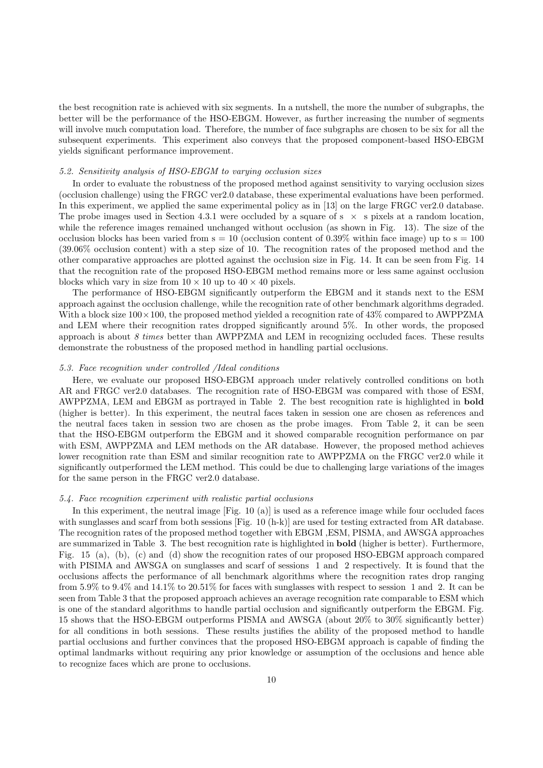the best recognition rate is achieved with six segments. In a nutshell, the more the number of subgraphs, the better will be the performance of the HSO-EBGM. However, as further increasing the number of segments will involve much computation load. Therefore, the number of face subgraphs are chosen to be six for all the subsequent experiments. This experiment also conveys that the proposed component-based HSO-EBGM yields significant performance improvement.

### *5.2. Sensitivity analysis of HSO-EBGM to varying occlusion sizes*

In order to evaluate the robustness of the proposed method against sensitivity to varying occlusion sizes (occlusion challenge) using the FRGC ver2.0 database, these experimental evaluations have been performed. In this experiment, we applied the same experimental policy as in [13] on the large FRGC ver2.0 database. The probe images used in Section 4.3.1 were occluded by a square of s $\times$ s pixels at a random location, while the reference images remained unchanged without occlusion (as shown in Fig. 13). The size of the occlusion blocks has been varied from s = 10 (occlusion content of 0.39% within face image) up to s = 100 (39.06% occlusion content) with a step size of 10. The recognition rates of the proposed method and the other comparative approaches are plotted against the occlusion size in Fig. 14. It can be seen from Fig. 14 that the recognition rate of the proposed HSO-EBGM method remains more or less same against occlusion blocks which vary in size from $10 \times 10$ up to $40 \times 40$ pixels.

The performance of HSO-EBGM significantly outperform the EBGM and it stands next to the ESM approach against the occlusion challenge, while the recognition rate of other benchmark algorithms degraded. With a block size $100 \times 100$, the proposed method yielded a recognition rate of 43% compared to AWPPZMA and LEM where their recognition rates dropped significantly around 5%. In other words, the proposed approach is about *8 times* better than AWPPZMA and LEM in recognizing occluded faces. These results demonstrate the robustness of the proposed method in handling partial occlusions.

### *5.3. Face recognition under controlled /Ideal conditions*

Here, we evaluate our proposed HSO-EBGM approach under relatively controlled conditions on both AR and FRGC ver2.0 databases. The recognition rate of HSO-EBGM was compared with those of ESM, AWPPZMA, LEM and EBGM as portrayed in Table 2. The best recognition rate is highlighted in **bold** (higher is better). In this experiment, the neutral faces taken in session one are chosen as references and the neutral faces taken in session two are chosen as the probe images. From Table 2, it can be seen that the HSO-EBGM outperform the EBGM and it showed comparable recognition performance on par with ESM, AWPPZMA and LEM methods on the AR database. However, the proposed method achieves lower recognition rate than ESM and similar recognition rate to AWPPZMA on the FRGC ver2.0 while it significantly outperformed the LEM method. This could be due to challenging large variations of the images for the same person in the FRGC ver2.0 database.

### *5.4. Face recognition experiment with realistic partial occlusions*

In this experiment, the neutral image [Fig. 10 (a)] is used as a reference image while four occluded faces with sunglasses and scarf from both sessions [Fig. 10 (h-k)] are used for testing extracted from AR database. The recognition rates of the proposed method together with EBGM ,ESM, PISMA, and AWSGA approaches are summarized in Table 3. The best recognition rate is highlighted in **bold** (higher is better). Furthermore, Fig. 15 (a), (b), (c) and (d) show the recognition rates of our proposed HSO-EBGM approach compared with PISIMA and AWSGA on sunglasses and scarf of sessions 1 and 2 respectively. It is found that the occlusions affects the performance of all benchmark algorithms where the recognition rates drop ranging from 5.9% to 9.4% and 14.1% to 20.51% for faces with sunglasses with respect to session 1 and 2. It can be seen from Table 3 that the proposed approach achieves an average recognition rate comparable to ESM which is one of the standard algorithms to handle partial occlusion and significantly outperform the EBGM. Fig. 15 shows that the HSO-EBGM outperforms PISMA and AWSGA (about 20% to 30% significantly better) for all conditions in both sessions. These results justifies the ability of the proposed method to handle partial occlusions and further convinces that the proposed HSO-EBGM approach is capable of finding the optimal landmarks without requiring any prior knowledge or assumption of the occlusions and hence able to recognize faces which are prone to occlusions.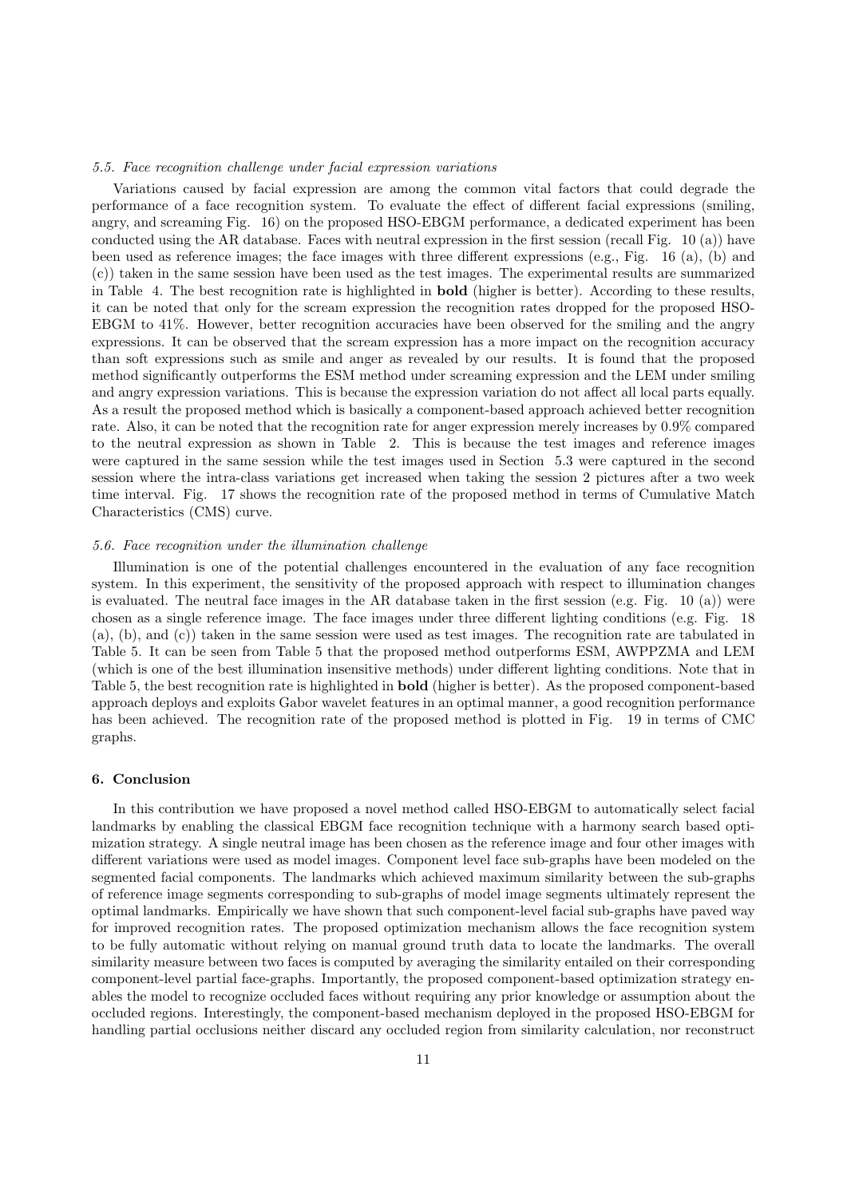### *5.5. Face recognition challenge under facial expression variations*

Variations caused by facial expression are among the common vital factors that could degrade the performance of a face recognition system. To evaluate the effect of different facial expressions (smiling, angry, and screaming Fig. 16) on the proposed HSO-EBGM performance, a dedicated experiment has been conducted using the AR database. Faces with neutral expression in the first session (recall Fig. 10 (a)) have been used as reference images; the face images with three different expressions (e.g., Fig. 16 (a), (b) and (c)) taken in the same session have been used as the test images. The experimental results are summarized in Table 4. The best recognition rate is highlighted in **bold** (higher is better). According to these results, it can be noted that only for the scream expression the recognition rates dropped for the proposed HSO-EBGM to 41%. However, better recognition accuracies have been observed for the smiling and the angry expressions. It can be observed that the scream expression has a more impact on the recognition accuracy than soft expressions such as smile and anger as revealed by our results. It is found that the proposed method significantly outperforms the ESM method under screaming expression and the LEM under smiling and angry expression variations. This is because the expression variation do not affect all local parts equally. As a result the proposed method which is basically a component-based approach achieved better recognition rate. Also, it can be noted that the recognition rate for anger expression merely increases by 0.9% compared to the neutral expression as shown in Table 2. This is because the test images and reference images were captured in the same session while the test images used in Section 5.3 were captured in the second session where the intra-class variations get increased when taking the session 2 pictures after a two week time interval. Fig. 17 shows the recognition rate of the proposed method in terms of Cumulative Match Characteristics (CMS) curve.

### *5.6. Face recognition under the illumination challenge*

Illumination is one of the potential challenges encountered in the evaluation of any face recognition system. In this experiment, the sensitivity of the proposed approach with respect to illumination changes is evaluated. The neutral face images in the AR database taken in the first session (e.g. Fig. 10 (a)) were chosen as a single reference image. The face images under three different lighting conditions (e.g. Fig. 18 (a), (b), and (c)) taken in the same session were used as test images. The recognition rate are tabulated in Table 5. It can be seen from Table 5 that the proposed method outperforms ESM, AWPPZMA and LEM (which is one of the best illumination insensitive methods) under different lighting conditions. Note that in Table 5, the best recognition rate is highlighted in **bold** (higher is better). As the proposed component-based approach deploys and exploits Gabor wavelet features in an optimal manner, a good recognition performance has been achieved. The recognition rate of the proposed method is plotted in Fig. 19 in terms of CMC graphs.

## 6. Conclusion

In this contribution we have proposed a novel method called HSO-EBGM to automatically select facial landmarks by enabling the classical EBGM face recognition technique with a harmony search based optimization strategy. A single neutral image has been chosen as the reference image and four other images with different variations were used as model images. Component level face sub-graphs have been modeled on the segmented facial components. The landmarks which achieved maximum similarity between the sub-graphs of reference image segments corresponding to sub-graphs of model image segments ultimately represent the optimal landmarks. Empirically we have shown that such component-level facial sub-graphs have paved way for improved recognition rates. The proposed optimization mechanism allows the face recognition system to be fully automatic without relying on manual ground truth data to locate the landmarks. The overall similarity measure between two faces is computed by averaging the similarity entailed on their corresponding component-level partial face-graphs. Importantly, the proposed component-based optimization strategy enables the model to recognize occluded faces without requiring any prior knowledge or assumption about the occluded regions. Interestingly, the component-based mechanism deployed in the proposed HSO-EBGM for handling partial occlusions neither discard any occluded region from similarity calculation, nor reconstruct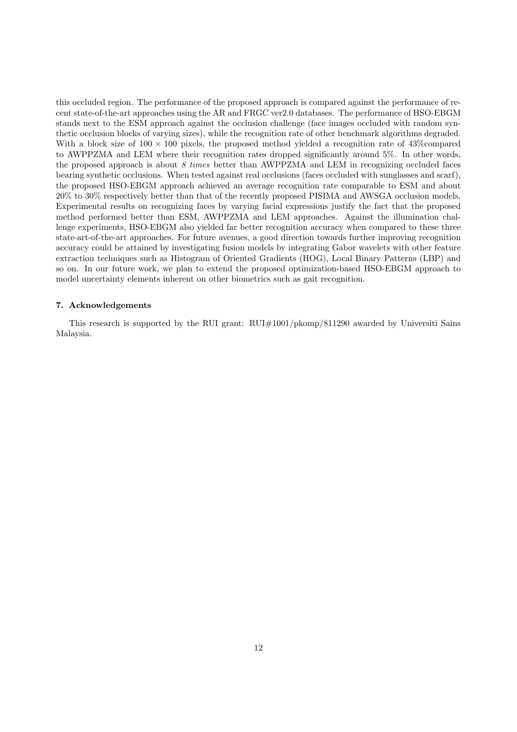this occluded region. The performance of the proposed approach is compared against the performance of recent state-of-the-art approaches using the AR and FRGC ver2.0 databases. The performance of HSO-EBGM stands next to the ESM approach against the occlusion challenge (face images occluded with random synthetic occlusion blocks of varying sizes), while the recognition rate of other benchmark algorithms degraded. With a block size of $100 \times 100$ pixels, the proposed method yielded a recognition rate of 43%compared to AWPPZMA and LEM where their recognition rates dropped significantly around 5%. In other words, the proposed approach is about *8 times* better than AWPPZMA and LEM in recognizing occluded faces bearing synthetic occlusions. When tested against real occlusions (faces occluded with sunglasses and scarf), the proposed HSO-EBGM approach achieved an average recognition rate comparable to ESM and about 20% to 30% respectively better than that of the recently proposed PISIMA and AWSGA occlusion models. Experimental results on recognizing faces by varying facial expressions justify the fact that the proposed method performed better than ESM, AWPPZMA and LEM approaches. Against the illumination challenge experiments, HSO-EBGM also yielded far better recognition accuracy when compared to these three state-art-of-the-art approaches. For future avenues, a good direction towards further improving recognition accuracy could be attained by investigating fusion models by integrating Gabor wavelets with other feature extraction techniques such as Histogram of Oriented Gradients (HOG), Local Binary Patterns (LBP) and so on. In our future work, we plan to extend the proposed optimization-based HSO-EBGM approach to model uncertainty elements inherent on other biometrics such as gait recognition.

## 7. Acknowledgements

This research is supported by the RUI grant: RUI#1001/pkomp/811290 awarded by Universiti Sains Malaysia.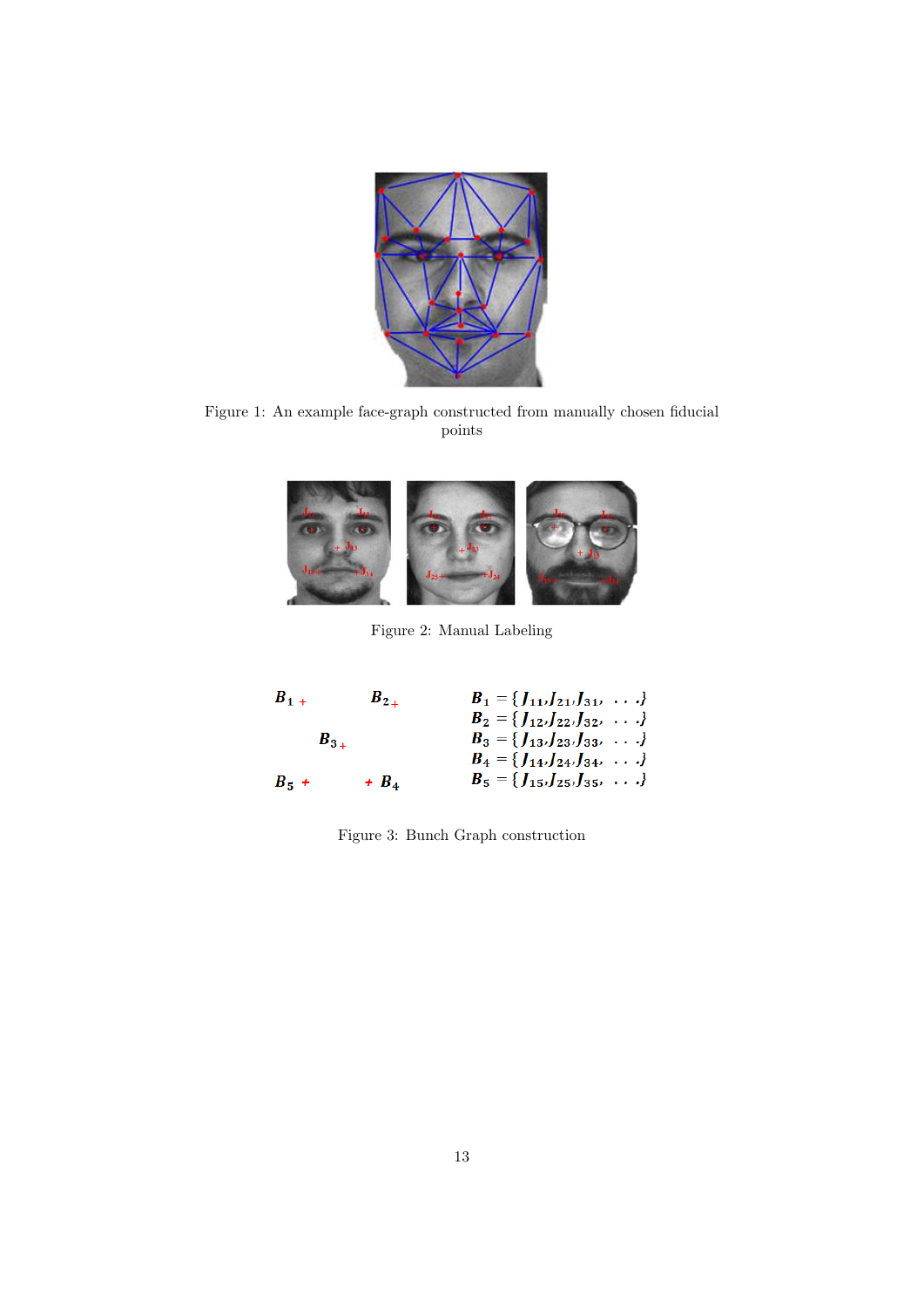Figure 1: An example face-graph constructed from manually chosen fiducial points

Figure 2: Manual Labeling

Figure 3: Bunch Graph construction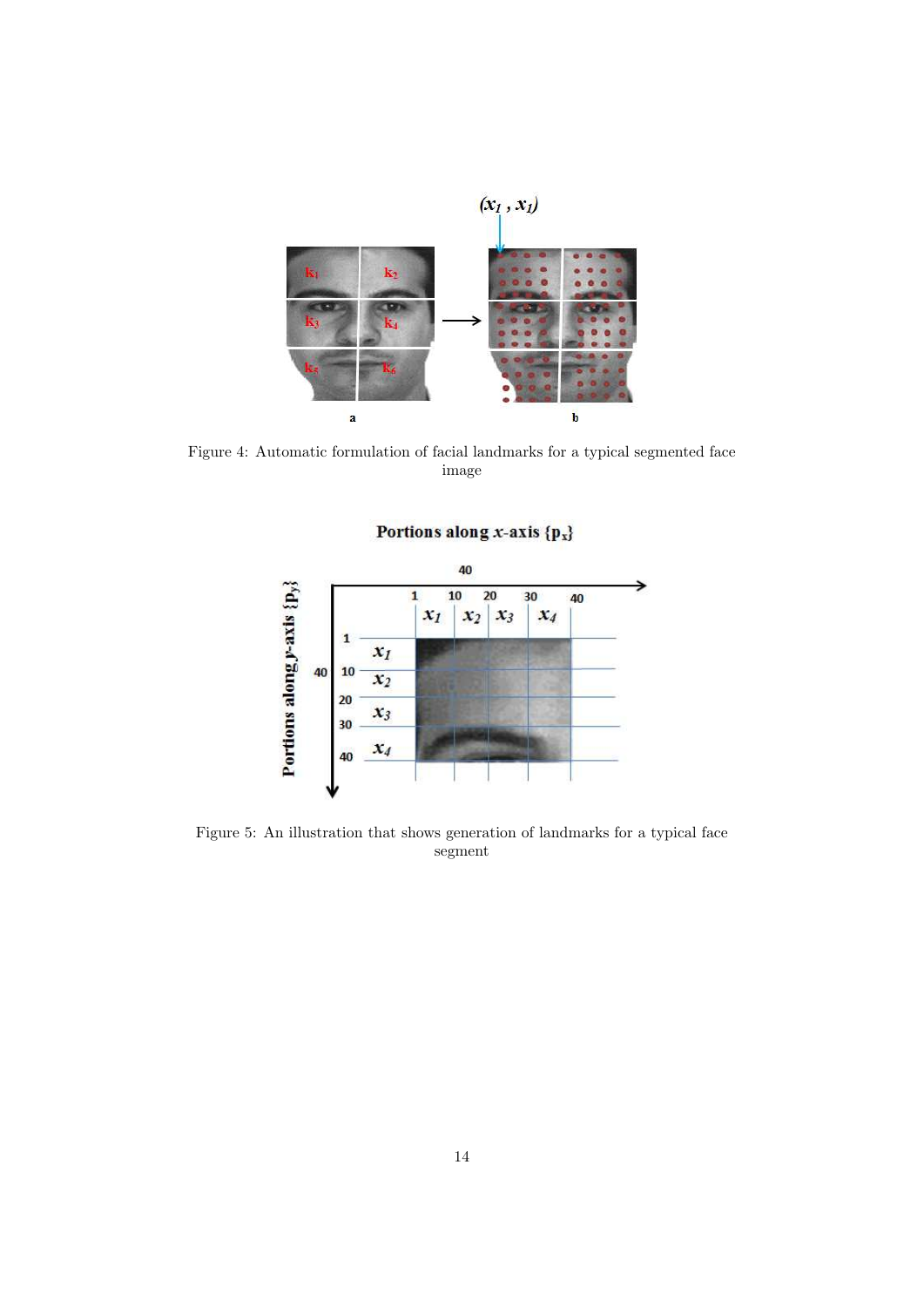Figure 4: Automatic formulation of facial landmarks for a typical segmented face image

Figure 5: An illustration that shows generation of landmarks for a typical face segment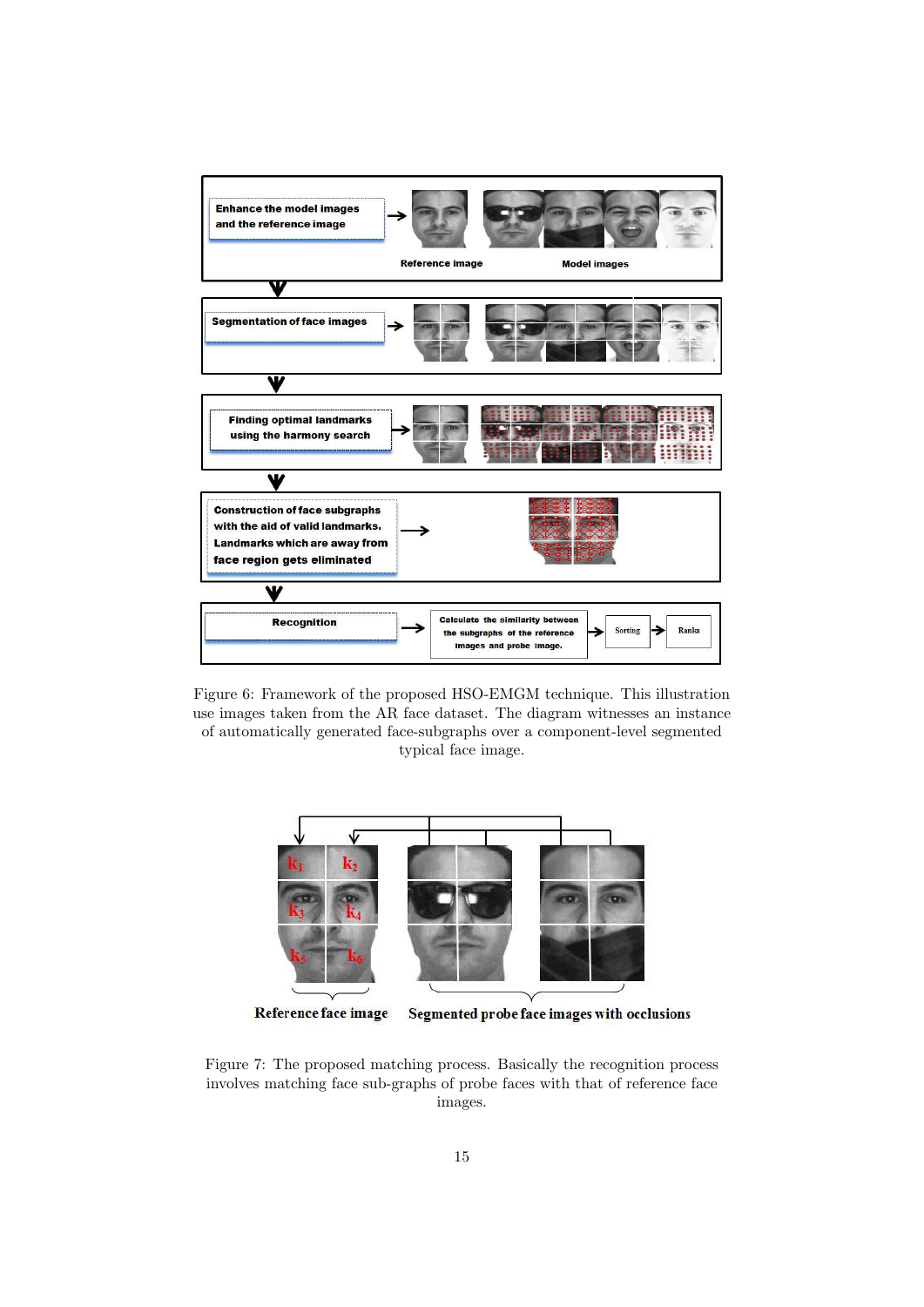Figure 6: Framework of the proposed HSO-EMGM technique. This illustration use images taken from the AR face dataset. The diagram witnesses an instance of automatically generated face-subgraphs over a component-level segmented typical face image.

Figure 7: The proposed matching process. Basically the recognition process involves matching face sub-graphs of probe faces with that of reference face images.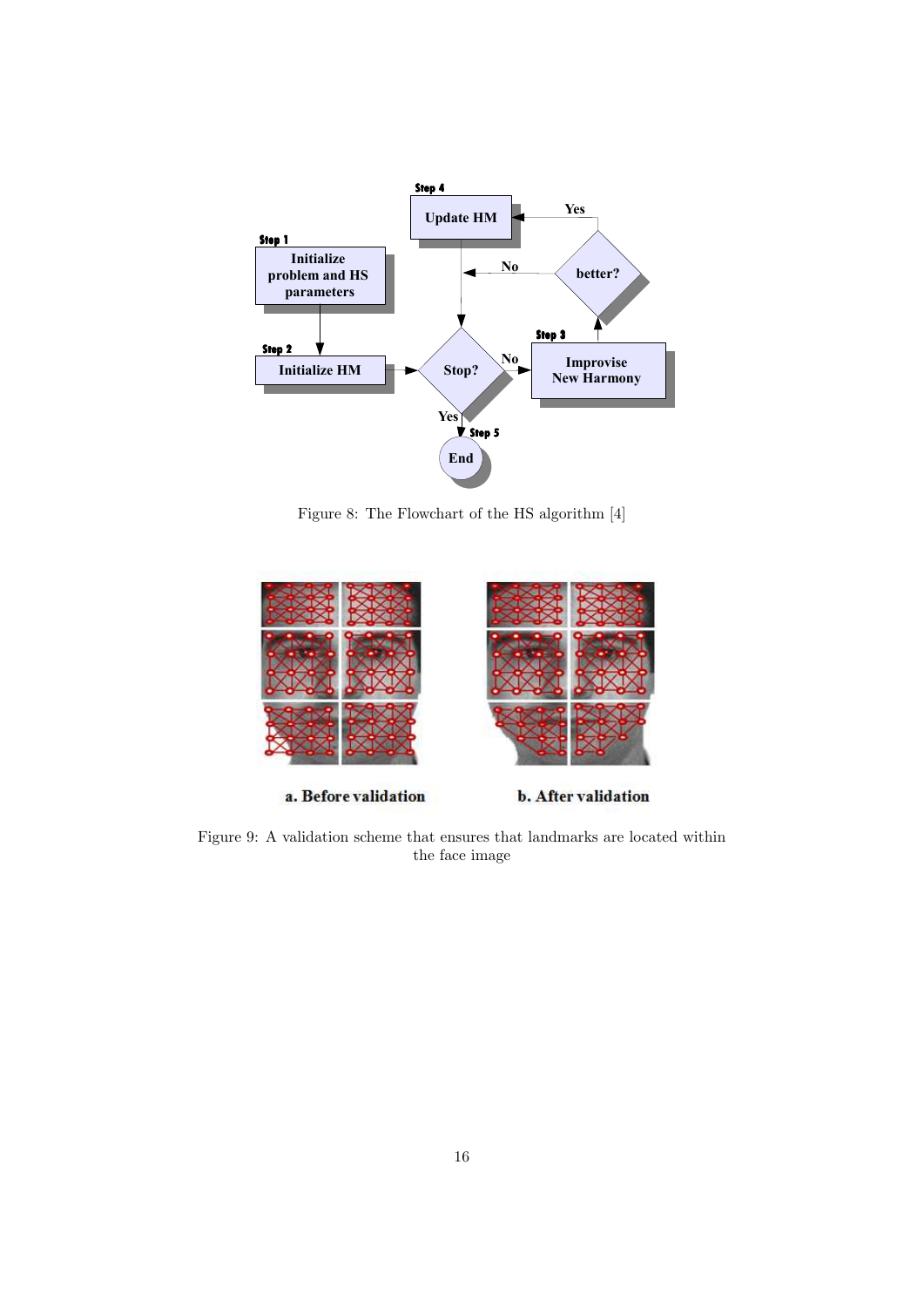Figure 8: The Flowchart of the HS algorithm [4]

Figure 9: A validation scheme that ensures that landmarks are located within the face image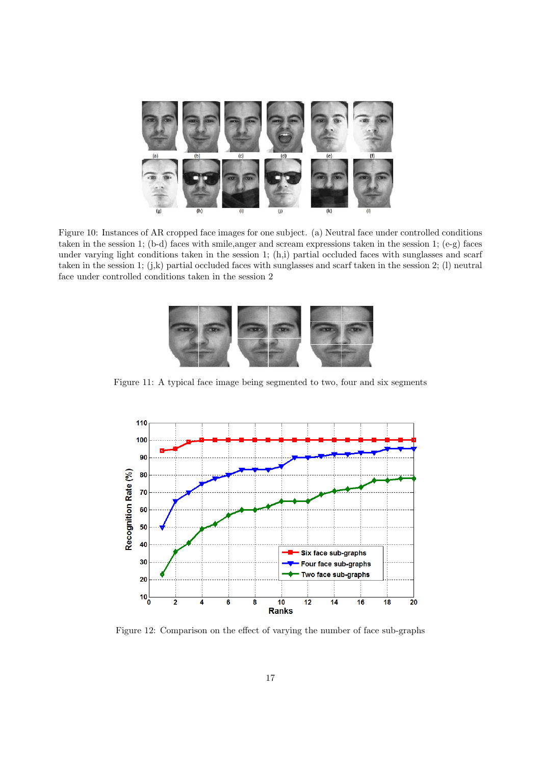Figure 10: Instances of AR cropped face images for one subject. (a) Neutral face under controlled conditions taken in the session 1; (b-d) faces with smile,anger and scream expressions taken in the session 1; (e-g) faces under varying light conditions taken in the session 1; (h,i) partial occluded faces with sunglasses and scarf taken in the session 1; (j,k) partial occluded faces with sunglasses and scarf taken in the session 2; (l) neutral face under controlled conditions taken in the session 2

Figure 11: A typical face image being segmented to two, four and six segments

Figure 12: Comparison on the effect of varying the number of face sub-graphs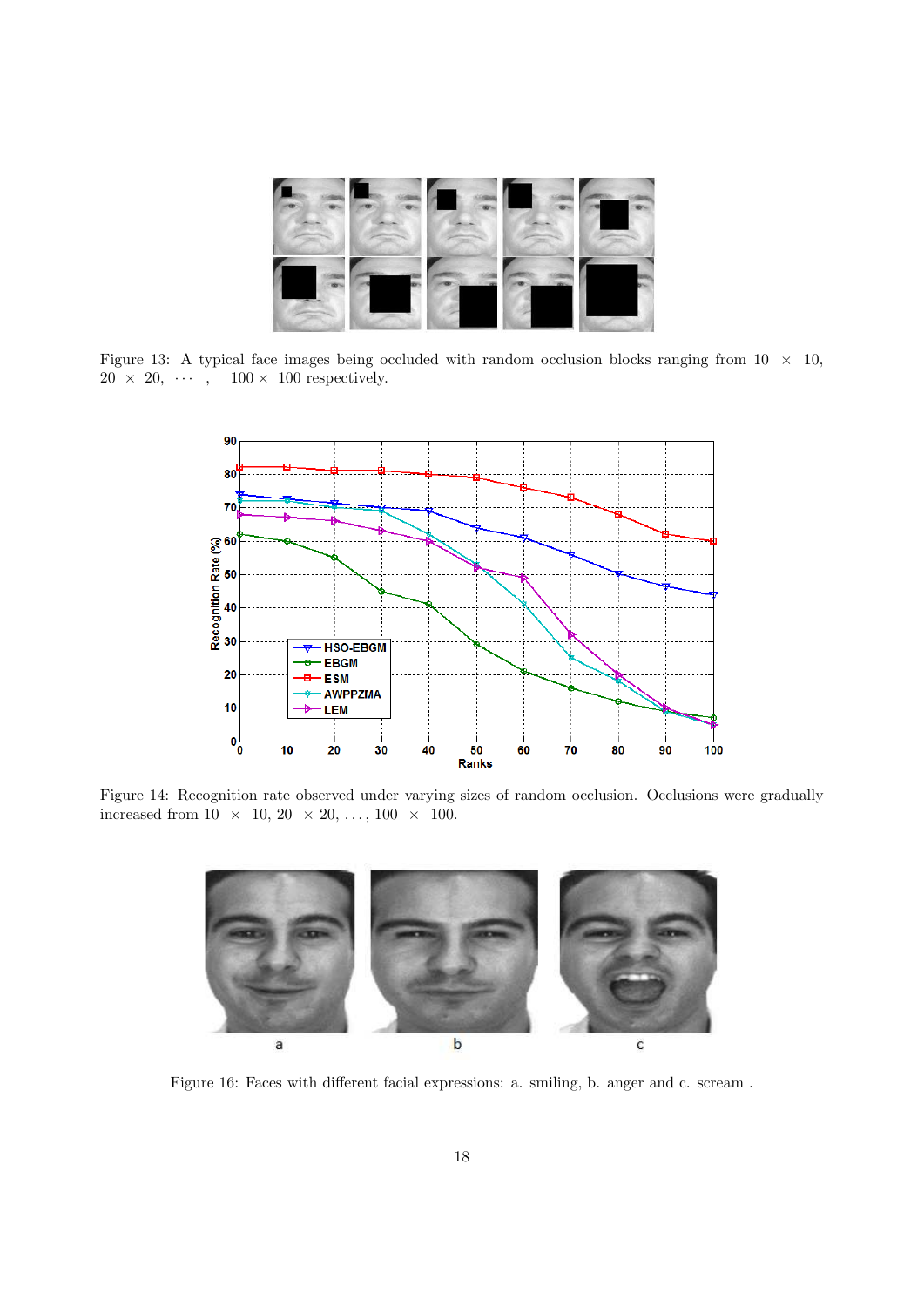Figure 13: A typical face images being occluded with random occlusion blocks ranging from $10 \times 10$, $20 \times 20$, $\cdots$, $100 \times 100$ respectively.

Figure 14: Recognition rate observed under varying sizes of random occlusion. Occlusions were gradually increased from $10 \times 10$, $20 \times 20$, $\ldots$, $100 \times 100$.

Figure 16: Faces with different facial expressions: a. smiling, b. anger and c. scream .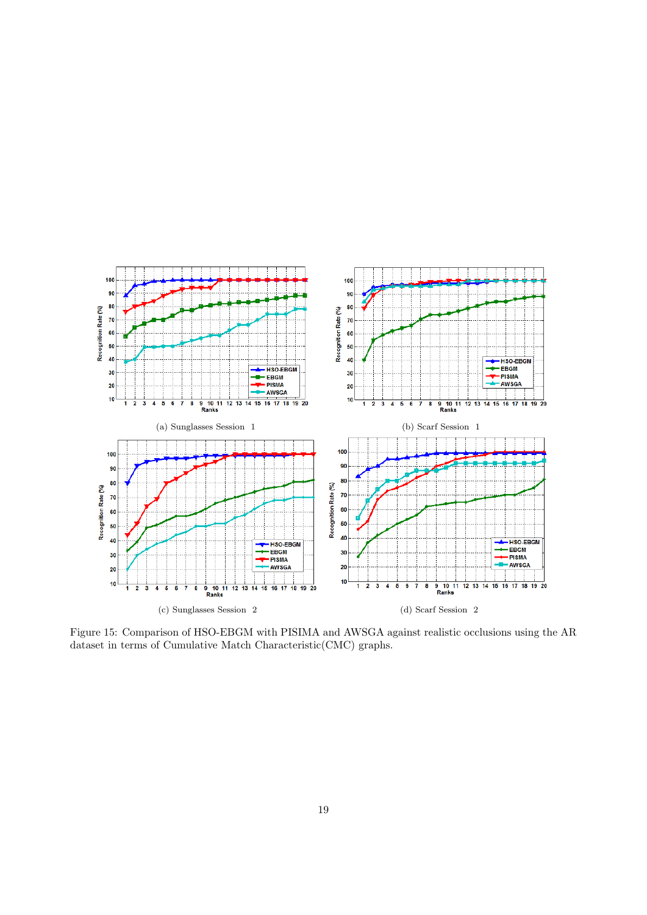(a) Sunglasses Session 1

(b) Scarf Session 1

(c) Sunglasses Session 2

(d) Scarf Session 2

Figure 15: Comparison of HSO-EBGM with PISIMA and AWSGA against realistic occlusions using the AR dataset in terms of Cumulative Match Characteristic(CMC) graphs.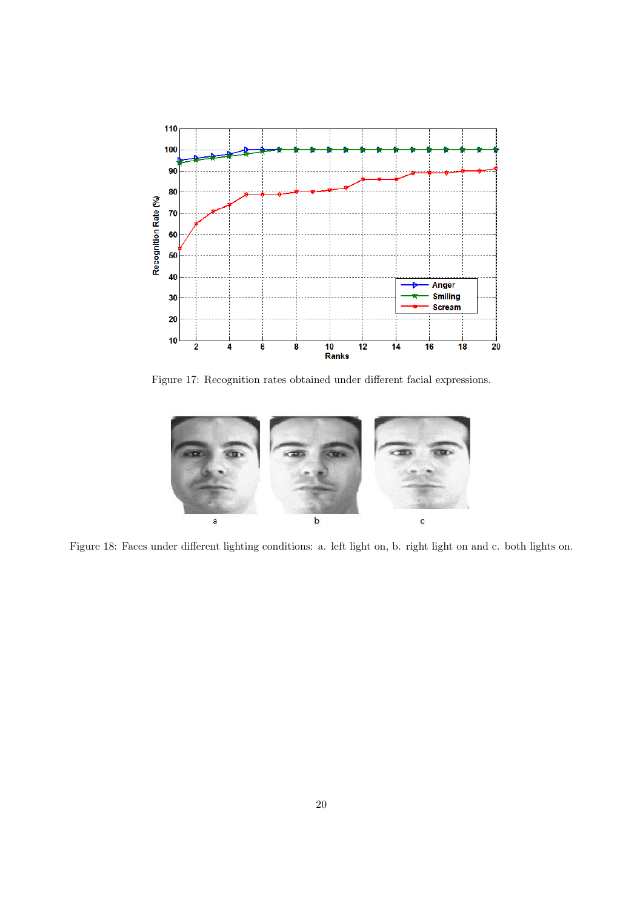Figure 17: Recognition rates obtained under different facial expressions.

Figure 18: Faces under different lighting conditions: a. left light on, b. right light on and c. both lights on.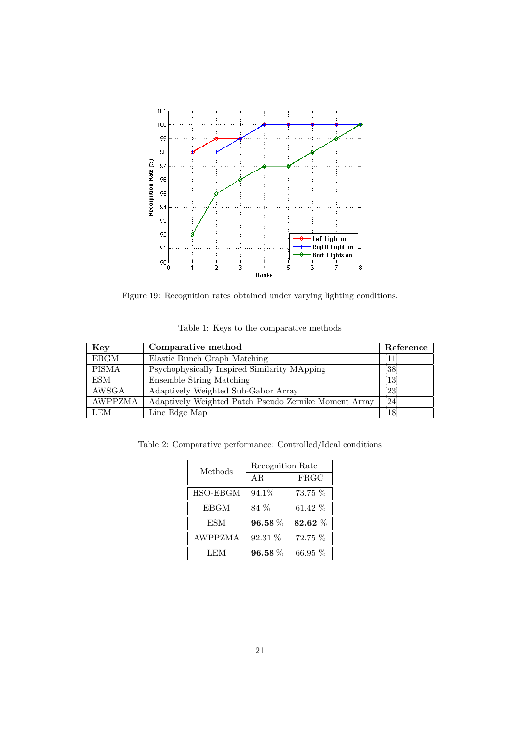Figure 19: Recognition rates obtained under varying lighting conditions.

Table 1: Keys to the comparative methods

| Key | Comparative method | Reference |
|---|---|---|
| EBGM | Elastic Bunch Graph Matching | [11] |
| PISMA | Psychophysically Inspired Similarity MApping | [38] |
| ESM | Ensemble String Matching | [13] |
| AWSGA | Adaptively Weighted Sub-Gabor Array | [23] |
| AWPPZMA | Adaptively Weighted Patch Pseudo Zernike Moment Array | [24] |
| LEM | Line Edge Map | [18] |

Table 2: Comparative performance: Controlled/Ideal conditions

| Methods | Recognition Rate | |
|---|---|---|
| | AR | FRGC |
| HSO-EBGM | 94.1% | 73.75 % |
| EBGM | 84 % | 61.42 % |
| ESM | **96.58** % | **82.62** % |
| AWPPZMA | 92.31 % | 72.75 % |
| LEM | **96.58** % | 66.95 % |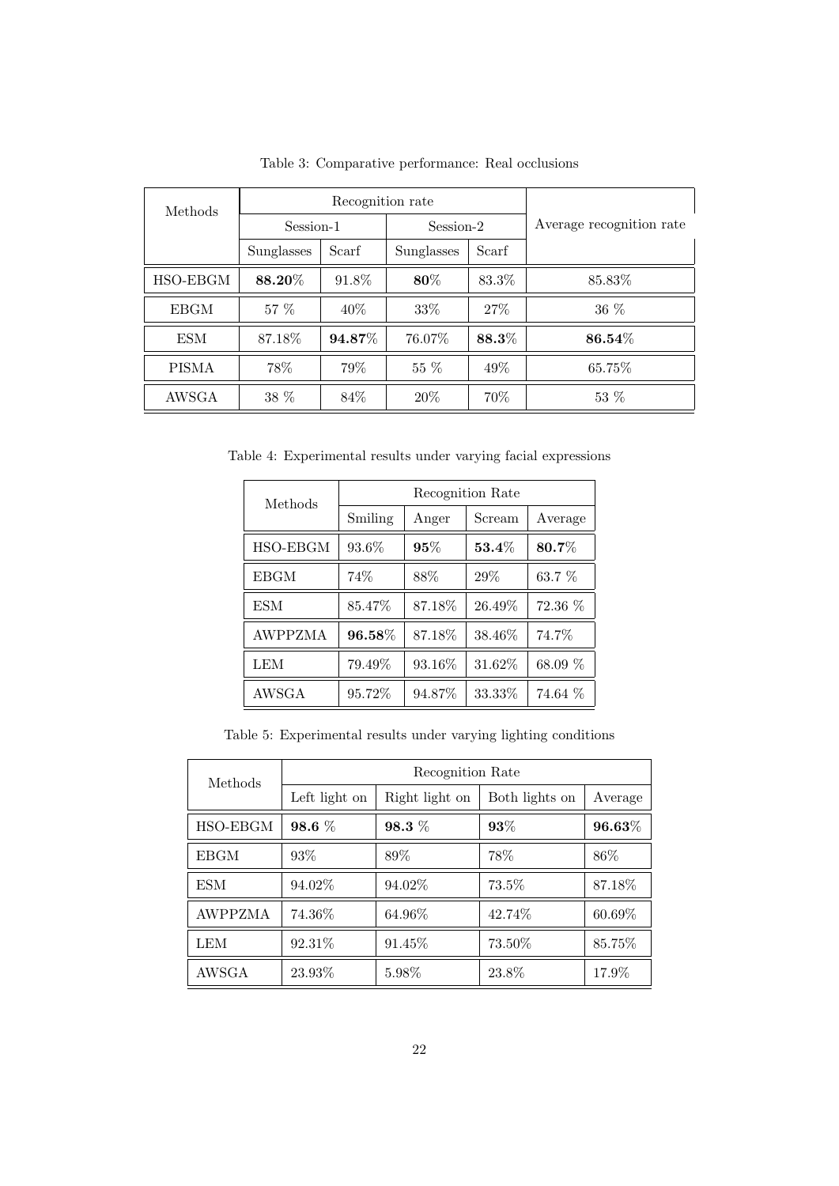Table 3: Comparative performance: Real occlusions

| Methods | Recognition rate | | | | Average recognition rate |
|---|---|---|---|---|---|
| | Session-1 | | Session-2 | | |
| | Sunglasses | Scarf | Sunglasses | Scarf | |
| HSO-EBGM | **88.20**% | 91.8% | **80**% | 83.3% | 85.83% |
| EBGM | 57 % | 40% | 33% | 27% | 36 % |
| ESM | 87.18% | **94.87**% | 76.07% | **88.3**% | **86.54**% |
| PISMA | 78% | 79% | 55 % | 49% | 65.75% |
| AWSGA | 38 % | 84% | 20% | 70% | 53 % |

Table 4: Experimental results under varying facial expressions

| Methods | Recognition Rate | | | |
|---|---|---|---|---|
| | Smiling | Anger | Scream | Average |
| HSO-EBGM | 93.6% | **95**% | **53.4**% | **80.7**% |
| EBGM | 74% | 88% | 29% | 63.7 % |
| ESM | 85.47% | 87.18% | 26.49% | 72.36 % |
| AWPPZMA | **96.58**% | 87.18% | 38.46% | 74.7% |
| LEM | 79.49% | 93.16% | 31.62% | 68.09 % |
| AWSGA | 95.72% | 94.87% | 33.33% | 74.64 % |

Table 5: Experimental results under varying lighting conditions

| Methods | Recognition Rate | | | |
|---|---|---|---|---|
| | Left light on | Right light on | Both lights on | Average |
| HSO-EBGM | **98.6** % | **98.3** % | **93**% | **96.63**% |
| EBGM | 93% | 89% | 78% | 86% |
| ESM | 94.02% | 94.02% | 73.5% | 87.18% |
| AWPPZMA | 74.36% | 64.96% | 42.74% | 60.69% |
| LEM | 92.31% | 91.45% | 73.50% | 85.75% |
| AWSGA | 23.93% | 5.98% | 23.8% | 17.9% |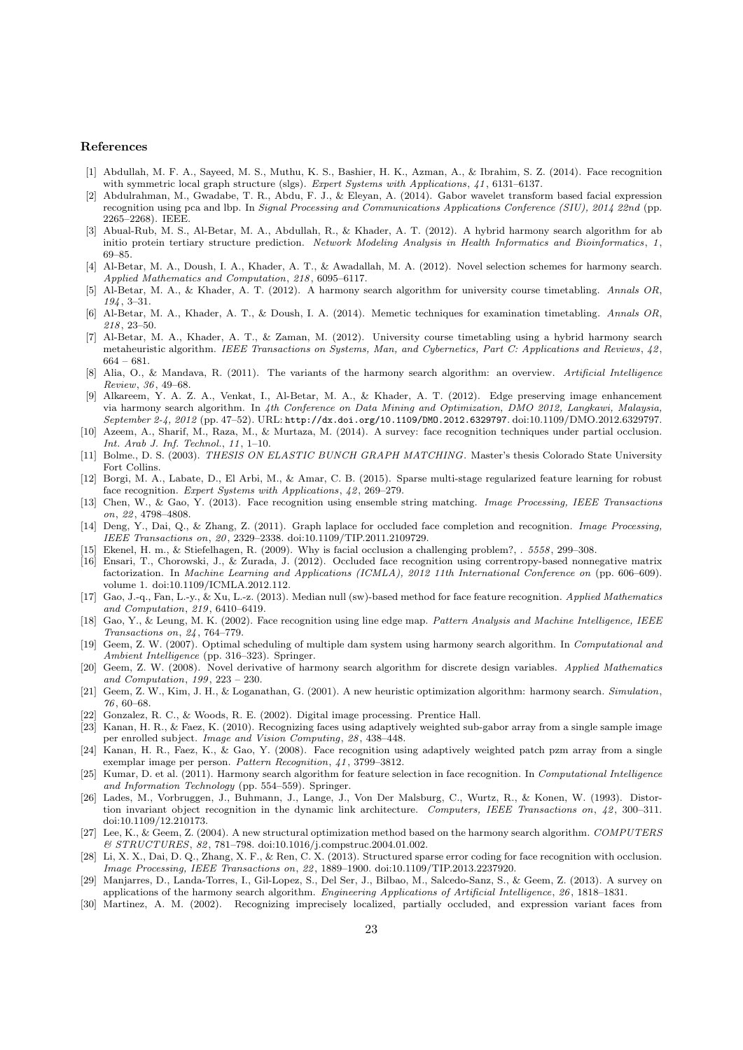## References

[1] Abdullah, M. F. A., Sayeed, M. S., Muthu, K. S., Bashier, H. K., Azman, A., & Ibrahim, S. Z. (2014). Face recognition with symmetric local graph structure (slgs). *Expert Systems with Applications*, *41*, 6131–6137.

[2] Abdulrahman, M., Gwadabe, T. R., Abdu, F. J., & Eleyan, A. (2014). Gabor wavelet transform based facial expression recognition using pca and lbp. In *Signal Processing and Communications Applications Conference (SIU), 2014 22nd* (pp. 2265–2268). IEEE.

[3] Abual-Rub, M. S., Al-Betar, M. A., Abdullah, R., & Khader, A. T. (2012). A hybrid harmony search algorithm for ab initio protein tertiary structure prediction. *Network Modeling Analysis in Health Informatics and Bioinformatics*, *1*, 69–85.

[4] Al-Betar, M. A., Doush, I. A., Khader, A. T., & Awadallah, M. A. (2012). Novel selection schemes for harmony search. *Applied Mathematics and Computation*, *218*, 6095–6117.

[5] Al-Betar, M. A., & Khader, A. T. (2012). A harmony search algorithm for university course timetabling. *Annals OR*, *194*, 3–31.

[6] Al-Betar, M. A., Khader, A. T., & Doush, I. A. (2014). Memetic techniques for examination timetabling. *Annals OR*, *218*, 23–50.

[7] Al-Betar, M. A., Khader, A. T., & Zaman, M. (2012). University course timetabling using a hybrid harmony search metaheuristic algorithm. *IEEE Transactions on Systems, Man, and Cybernetics, Part C: Applications and Reviews*, *42*, 664 – 681.

[8] Alia, O., & Mandava, R. (2011). The variants of the harmony search algorithm: an overview. *Artificial Intelligence Review*, *36*, 49–68.

[9] Alkareem, Y. A. Z. A., Venkat, I., Al-Betar, M. A., & Khader, A. T. (2012). Edge preserving image enhancement via harmony search algorithm. In *4th Conference on Data Mining and Optimization, DMO 2012, Langkawi, Malaysia, September 2-4, 2012* (pp. 47–52). URL: `http://dx.doi.org/10.1109/DMO.2012.6329797`. doi:10.1109/DMO.2012.6329797.

[10] Azeem, A., Sharif, M., Raza, M., & Murtaza, M. (2014). A survey: face recognition techniques under partial occlusion. *Int. Arab J. Inf. Technol.*, *11*, 1–10.

[11] Bolme., D. S. (2003). *THESIS ON ELASTIC BUNCH GRAPH MATCHING*. Master's thesis Colorado State University Fort Collins.

[12] Borgi, M. A., Labate, D., El Arbi, M., & Amar, C. B. (2015). Sparse multi-stage regularized feature learning for robust face recognition. *Expert Systems with Applications*, *42*, 269–279.

[13] Chen, W., & Gao, Y. (2013). Face recognition using ensemble string matching. *Image Processing, IEEE Transactions on*, *22*, 4798–4808.

[14] Deng, Y., Dai, Q., & Zhang, Z. (2011). Graph laplace for occluded face completion and recognition. *Image Processing, IEEE Transactions on*, *20*, 2329–2338. doi:10.1109/TIP.2011.2109729.

[15] Ekenel, H. m., & Stiefelhagen, R. (2009). Why is facial occlusion a challenging problem?, . *5558*, 299–308.

[16] Ensari, T., Chorowski, J., & Zurada, J. (2012). Occluded face recognition using correntropy-based nonnegative matrix factorization. In *Machine Learning and Applications (ICMLA), 2012 11th International Conference on* (pp. 606–609). volume 1. doi:10.1109/ICMLA.2012.112.

[17] Gao, J.-q., Fan, L.-y., & Xu, L.-z. (2013). Median null (sw)-based method for face feature recognition. *Applied Mathematics and Computation*, *219*, 6410–6419.

[18] Gao, Y., & Leung, M. K. (2002). Face recognition using line edge map. *Pattern Analysis and Machine Intelligence, IEEE Transactions on*, *24*, 764–779.

[19] Geem, Z. W. (2007). Optimal scheduling of multiple dam system using harmony search algorithm. In *Computational and Ambient Intelligence* (pp. 316–323). Springer.

[20] Geem, Z. W. (2008). Novel derivative of harmony search algorithm for discrete design variables. *Applied Mathematics and Computation*, *199*, 223 – 230.

[21] Geem, Z. W., Kim, J. H., & Loganathan, G. (2001). A new heuristic optimization algorithm: harmony search. *Simulation*, *76*, 60–68.

[22] Gonzalez, R. C., & Woods, R. E. (2002). Digital image processing. Prentice Hall.

[23] Kanan, H. R., & Faez, K. (2010). Recognizing faces using adaptively weighted sub-gabor array from a single sample image per enrolled subject. *Image and Vision Computing*, *28*, 438–448.

[24] Kanan, H. R., Faez, K., & Gao, Y. (2008). Face recognition using adaptively weighted patch pzm array from a single exemplar image per person. *Pattern Recognition*, *41*, 3799–3812.

[25] Kumar, D. et al. (2011). Harmony search algorithm for feature selection in face recognition. In *Computational Intelligence and Information Technology* (pp. 554–559). Springer.

[26] Lades, M., Vorbruggen, J., Buhmann, J., Lange, J., Von Der Malsburg, C., Wurtz, R., & Konen, W. (1993). Distortion invariant object recognition in the dynamic link architecture. *Computers, IEEE Transactions on*, *42*, 300–311. doi:10.1109/12.210173.

[27] Lee, K., & Geem, Z. (2004). A new structural optimization method based on the harmony search algorithm. *COMPUTERS & STRUCTURES*, *82*, 781–798. doi:10.1016/j.compstruc.2004.01.002.

[28] Li, X. X., Dai, D. Q., Zhang, X. F., & Ren, C. X. (2013). Structured sparse error coding for face recognition with occlusion. *Image Processing, IEEE Transactions on*, *22*, 1889–1900. doi:10.1109/TIP.2013.2237920.

[29] Manjarres, D., Landa-Torres, I., Gil-Lopez, S., Del Ser, J., Bilbao, M., Salcedo-Sanz, S., & Geem, Z. (2013). A survey on applications of the harmony search algorithm. *Engineering Applications of Artificial Intelligence*, *26*, 1818–1831.

[30] Martinez, A. M. (2002). Recognizing imprecisely localized, partially occluded, and expression variant faces from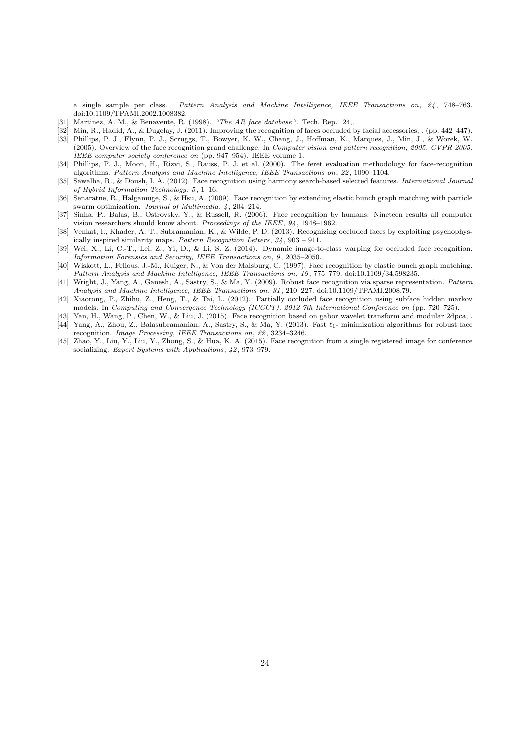a single sample per class. *Pattern Analysis and Machine Intelligence, IEEE Transactions on*, *24*, 748–763. doi:10.1109/TPAMI.2002.1008382.

[31] Martinez, A. M., & Benavente, R. (1998). *"The AR face database"*. Tech. Rep. 24,.

[32] Min, R., Hadid, A., & Dugelay, J. (2011). Improving the recognition of faces occluded by facial accessories, . (pp. 442–447).

[33] Phillips, P. J., Flynn, P. J., Scruggs, T., Bowyer, K. W., Chang, J., Hoffman, K., Marques, J., Min, J., & Worek, W. (2005). Overview of the face recognition grand challenge. In *Computer vision and pattern recognition, 2005. CVPR 2005. IEEE computer society conference on* (pp. 947–954). IEEE volume 1.

[34] Phillips, P. J., Moon, H., Rizvi, S., Rauss, P. J. et al. (2000). The feret evaluation methodology for face-recognition algorithms. *Pattern Analysis and Machine Intelligence, IEEE Transactions on*, *22*, 1090–1104.

[35] Sawalha, R., & Doush, I. A. (2012). Face recognition using harmony search-based selected features. *International Journal of Hybrid Information Technology*, *5*, 1–16.

[36] Senaratne, R., Halgamuge, S., & Hsu, A. (2009). Face recognition by extending elastic bunch graph matching with particle swarm optimization. *Journal of Multimedia*, *4*, 204–214.

[37] Sinha, P., Balas, B., Ostrovsky, Y., & Russell, R. (2006). Face recognition by humans: Nineteen results all computer vision researchers should know about. *Proceedings of the IEEE*, *94*, 1948–1962.

[38] Venkat, I., Khader, A. T., Subramanian, K., & Wilde, P. D. (2013). Recognizing occluded faces by exploiting psychophysically inspired similarity maps. *Pattern Recognition Letters*, *34*, 903 – 911.

[39] Wei, X., Li, C.-T., Lei, Z., Yi, D., & Li, S. Z. (2014). Dynamic image-to-class warping for occluded face recognition. *Information Forensics and Security, IEEE Transactions on*, *9*, 2035–2050.

[40] Wiskott, L., Fellous, J.-M., Kuiger, N., & Von der Malsburg, C. (1997). Face recognition by elastic bunch graph matching. *Pattern Analysis and Machine Intelligence, IEEE Transactions on*, *19*, 775–779. doi:10.1109/34.598235.

[41] Wright, J., Yang, A., Ganesh, A., Sastry, S., & Ma, Y. (2009). Robust face recognition via sparse representation. *Pattern Analysis and Machine Intelligence, IEEE Transactions on*, *31*, 210–227. doi:10.1109/TPAMI.2008.79.

[42] Xiaorong, P., Zhihu, Z., Heng, T., & Tai, L. (2012). Partially occluded face recognition using subface hidden markov models. In *Computing and Convergence Technology (ICCCT), 2012 7th International Conference on* (pp. 720–725).

[43] Yan, H., Wang, P., Chen, W., & Liu, J. (2015). Face recognition based on gabor wavelet transform and modular 2dpca, .

[44] Yang, A., Zhou, Z., Balasubramanian, A., Sastry, S., & Ma, Y. (2013). Fast $\ell_1$- minimization algorithms for robust face recognition. *Image Processing, IEEE Transactions on*, *22*, 3234–3246.

[45] Zhao, Y., Liu, Y., Liu, Y., Zhong, S., & Hua, K. A. (2015). Face recognition from a single registered image for conference socializing. *Expert Systems with Applications*, *42*, 973–979.